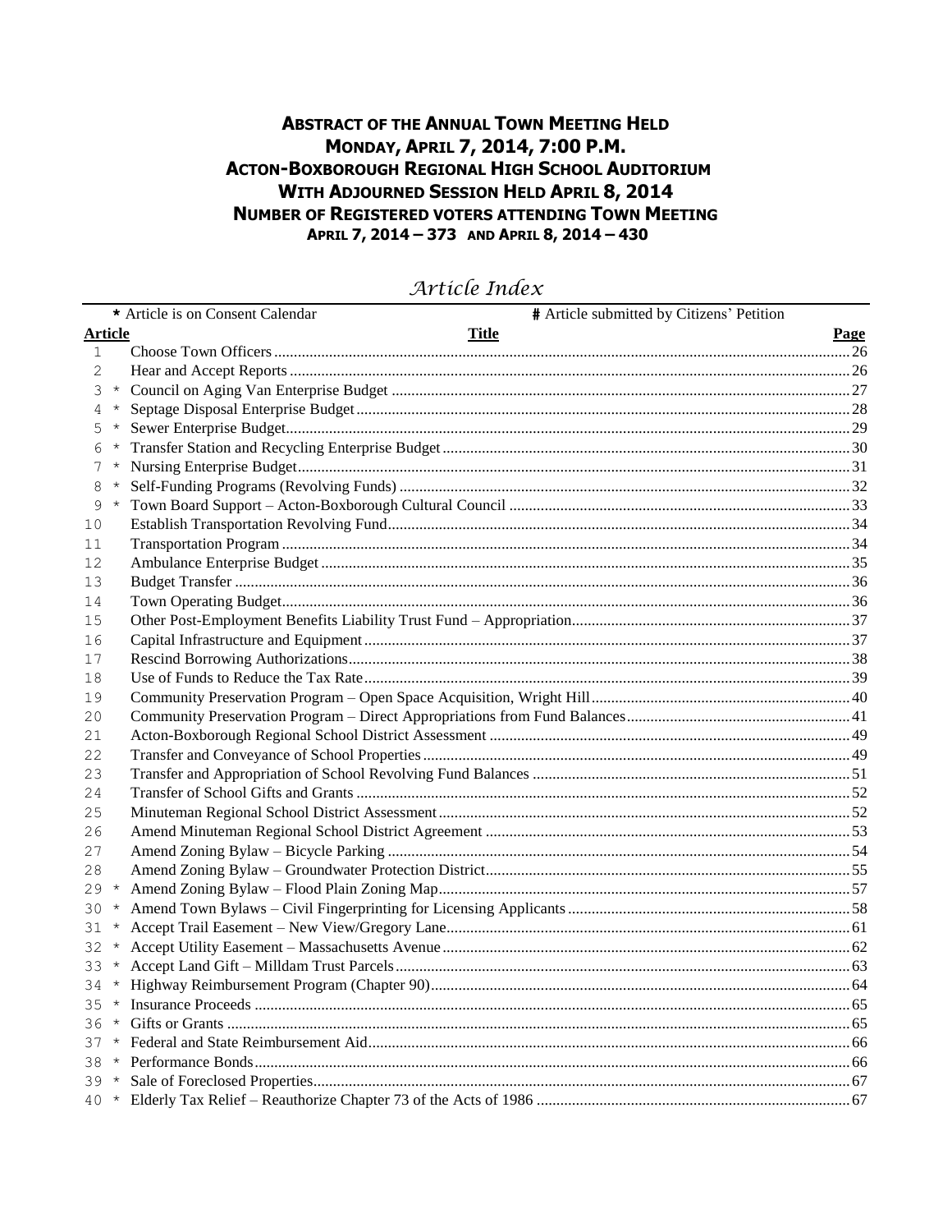# ABSTRACT OF THE ANNUAL TOWN MEETING HELD
# MONDAY, APRIL 7, 2014, 7:00 P.M.
# ACTON-BOXBOROUGH REGIONAL HIGH SCHOOL AUDITORIUM
# WITH ADJOURNED SESSION HELD APRIL 8, 2014
# NUMBER OF REGISTERED VOTERS ATTENDING TOWN MEETING
## APRIL 7, 2014 – 373 AND APRIL 8, 2014 – 430

## *Article Index*

* Article is on Consent Calendar  # Article submitted by Citizens' Petition

| Article | | Title | Page |
|---|---|---|---|
| 1 | | Choose Town Officers | 26 |
| 2 | | Hear and Accept Reports | 26 |
| 3 | * | Council on Aging Van Enterprise Budget | 27 |
| 4 | * | Septage Disposal Enterprise Budget | 28 |
| 5 | * | Sewer Enterprise Budget | 29 |
| 6 | * | Transfer Station and Recycling Enterprise Budget | 30 |
| 7 | * | Nursing Enterprise Budget | 31 |
| 8 | * | Self-Funding Programs (Revolving Funds) | 32 |
| 9 | * | Town Board Support – Acton-Boxborough Cultural Council | 33 |
| 10 | | Establish Transportation Revolving Fund | 34 |
| 11 | | Transportation Program | 34 |
| 12 | | Ambulance Enterprise Budget | 35 |
| 13 | | Budget Transfer | 36 |
| 14 | | Town Operating Budget | 36 |
| 15 | | Other Post-Employment Benefits Liability Trust Fund – Appropriation | 37 |
| 16 | | Capital Infrastructure and Equipment | 37 |
| 17 | | Rescind Borrowing Authorizations | 38 |
| 18 | | Use of Funds to Reduce the Tax Rate | 39 |
| 19 | | Community Preservation Program – Open Space Acquisition, Wright Hill | 40 |
| 20 | | Community Preservation Program – Direct Appropriations from Fund Balances | 41 |
| 21 | | Acton-Boxborough Regional School District Assessment | 49 |
| 22 | | Transfer and Conveyance of School Properties | 49 |
| 23 | | Transfer and Appropriation of School Revolving Fund Balances | 51 |
| 24 | | Transfer of School Gifts and Grants | 52 |
| 25 | | Minuteman Regional School District Assessment | 52 |
| 26 | | Amend Minuteman Regional School District Agreement | 53 |
| 27 | | Amend Zoning Bylaw – Bicycle Parking | 54 |
| 28 | | Amend Zoning Bylaw – Groundwater Protection District | 55 |
| 29 | * | Amend Zoning Bylaw – Flood Plain Zoning Map | 57 |
| 30 | * | Amend Town Bylaws – Civil Fingerprinting for Licensing Applicants | 58 |
| 31 | * | Accept Trail Easement – New View/Gregory Lane | 61 |
| 32 | * | Accept Utility Easement – Massachusetts Avenue | 62 |
| 33 | * | Accept Land Gift – Milldam Trust Parcels | 63 |
| 34 | * | Highway Reimbursement Program (Chapter 90) | 64 |
| 35 | * | Insurance Proceeds | 65 |
| 36 | * | Gifts or Grants | 65 |
| 37 | * | Federal and State Reimbursement Aid | 66 |
| 38 | * | Performance Bonds | 66 |
| 39 | * | Sale of Foreclosed Properties | 67 |
| 40 | * | Elderly Tax Relief – Reauthorize Chapter 73 of the Acts of 1986 | 67 |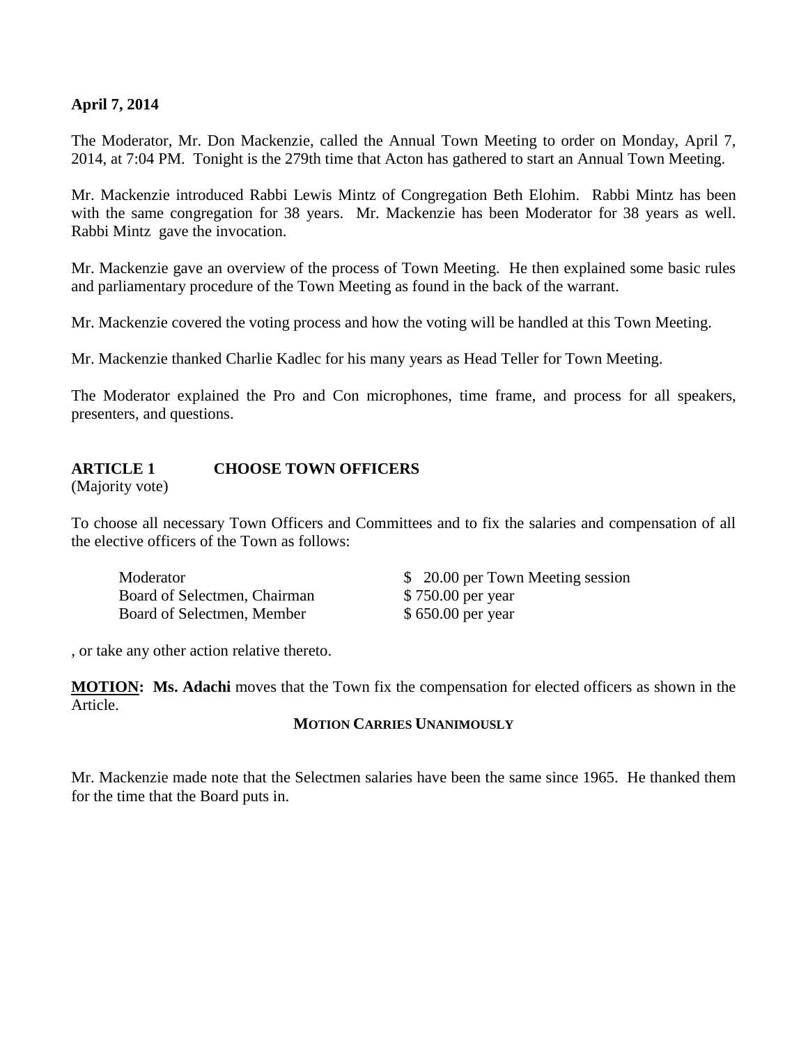**April 7, 2014**

The Moderator, Mr. Don Mackenzie, called the Annual Town Meeting to order on Monday, April 7, 2014, at 7:04 PM. Tonight is the 279th time that Acton has gathered to start an Annual Town Meeting.

Mr. Mackenzie introduced Rabbi Lewis Mintz of Congregation Beth Elohim. Rabbi Mintz has been with the same congregation for 38 years. Mr. Mackenzie has been Moderator for 38 years as well. Rabbi Mintz gave the invocation.

Mr. Mackenzie gave an overview of the process of Town Meeting. He then explained some basic rules and parliamentary procedure of the Town Meeting as found in the back of the warrant.

Mr. Mackenzie covered the voting process and how the voting will be handled at this Town Meeting.

Mr. Mackenzie thanked Charlie Kadlec for his many years as Head Teller for Town Meeting.

The Moderator explained the Pro and Con microphones, time frame, and process for all speakers, presenters, and questions.

## ARTICLE 1 CHOOSE TOWN OFFICERS

(Majority vote)

To choose all necessary Town Officers and Committees and to fix the salaries and compensation of all the elective officers of the Town as follows:

| | |
|---|---|
| Moderator | $ 20.00 per Town Meeting session |
| Board of Selectmen, Chairman | $ 750.00 per year |
| Board of Selectmen, Member | $ 650.00 per year |

, or take any other action relative thereto.

**MOTION: Ms. Adachi** moves that the Town fix the compensation for elected officers as shown in the Article.

**MOTION CARRIES UNANIMOUSLY**

Mr. Mackenzie made note that the Selectmen salaries have been the same since 1965. He thanked them for the time that the Board puts in.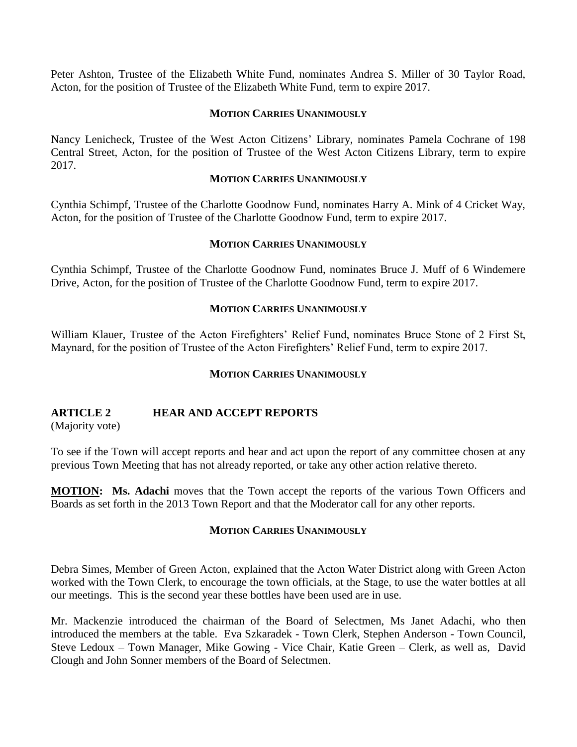Peter Ashton, Trustee of the Elizabeth White Fund, nominates Andrea S. Miller of 30 Taylor Road, Acton, for the position of Trustee of the Elizabeth White Fund, term to expire 2017.

**MOTION CARRIES UNANIMOUSLY**

Nancy Lenicheck, Trustee of the West Acton Citizens' Library, nominates Pamela Cochrane of 198 Central Street, Acton, for the position of Trustee of the West Acton Citizens Library, term to expire 2017.

**MOTION CARRIES UNANIMOUSLY**

Cynthia Schimpf, Trustee of the Charlotte Goodnow Fund, nominates Harry A. Mink of 4 Cricket Way, Acton, for the position of Trustee of the Charlotte Goodnow Fund, term to expire 2017.

**MOTION CARRIES UNANIMOUSLY**

Cynthia Schimpf, Trustee of the Charlotte Goodnow Fund, nominates Bruce J. Muff of 6 Windemere Drive, Acton, for the position of Trustee of the Charlotte Goodnow Fund, term to expire 2017.

**MOTION CARRIES UNANIMOUSLY**

William Klauer, Trustee of the Acton Firefighters' Relief Fund, nominates Bruce Stone of 2 First St, Maynard, for the position of Trustee of the Acton Firefighters' Relief Fund, term to expire 2017.

**MOTION CARRIES UNANIMOUSLY**

## ARTICLE 2 HEAR AND ACCEPT REPORTS

(Majority vote)

To see if the Town will accept reports and hear and act upon the report of any committee chosen at any previous Town Meeting that has not already reported, or take any other action relative thereto.

**MOTION:** **Ms. Adachi** moves that the Town accept the reports of the various Town Officers and Boards as set forth in the 2013 Town Report and that the Moderator call for any other reports.

**MOTION CARRIES UNANIMOUSLY**

Debra Simes, Member of Green Acton, explained that the Acton Water District along with Green Acton worked with the Town Clerk, to encourage the town officials, at the Stage, to use the water bottles at all our meetings. This is the second year these bottles have been used are in use.

Mr. Mackenzie introduced the chairman of the Board of Selectmen, Ms Janet Adachi, who then introduced the members at the table. Eva Szkaradek - Town Clerk, Stephen Anderson - Town Council, Steve Ledoux – Town Manager, Mike Gowing - Vice Chair, Katie Green – Clerk, as well as, David Clough and John Sonner members of the Board of Selectmen.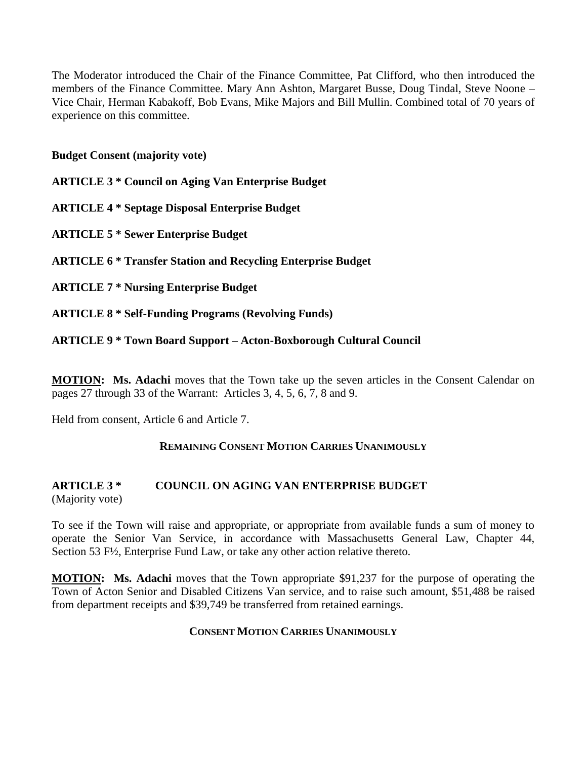The Moderator introduced the Chair of the Finance Committee, Pat Clifford, who then introduced the members of the Finance Committee. Mary Ann Ashton, Margaret Busse, Doug Tindal, Steve Noone – Vice Chair, Herman Kabakoff, Bob Evans, Mike Majors and Bill Mullin. Combined total of 70 years of experience on this committee.

**Budget Consent (majority vote)**

**ARTICLE 3 * Council on Aging Van Enterprise Budget**

**ARTICLE 4 * Septage Disposal Enterprise Budget**

**ARTICLE 5 * Sewer Enterprise Budget**

**ARTICLE 6 * Transfer Station and Recycling Enterprise Budget**

**ARTICLE 7 * Nursing Enterprise Budget**

**ARTICLE 8 * Self-Funding Programs (Revolving Funds)**

**ARTICLE 9 * Town Board Support – Acton-Boxborough Cultural Council**

**MOTION: Ms. Adachi** moves that the Town take up the seven articles in the Consent Calendar on pages 27 through 33 of the Warrant: Articles 3, 4, 5, 6, 7, 8 and 9.

Held from consent, Article 6 and Article 7.

**REMAINING CONSENT MOTION CARRIES UNANIMOUSLY**

**ARTICLE 3 * COUNCIL ON AGING VAN ENTERPRISE BUDGET**
(Majority vote)

To see if the Town will raise and appropriate, or appropriate from available funds a sum of money to operate the Senior Van Service, in accordance with Massachusetts General Law, Chapter 44, Section 53 F½, Enterprise Fund Law, or take any other action relative thereto.

**MOTION: Ms. Adachi** moves that the Town appropriate $91,237 for the purpose of operating the Town of Acton Senior and Disabled Citizens Van service, and to raise such amount, $51,488 be raised from department receipts and $39,749 be transferred from retained earnings.

**CONSENT MOTION CARRIES UNANIMOUSLY**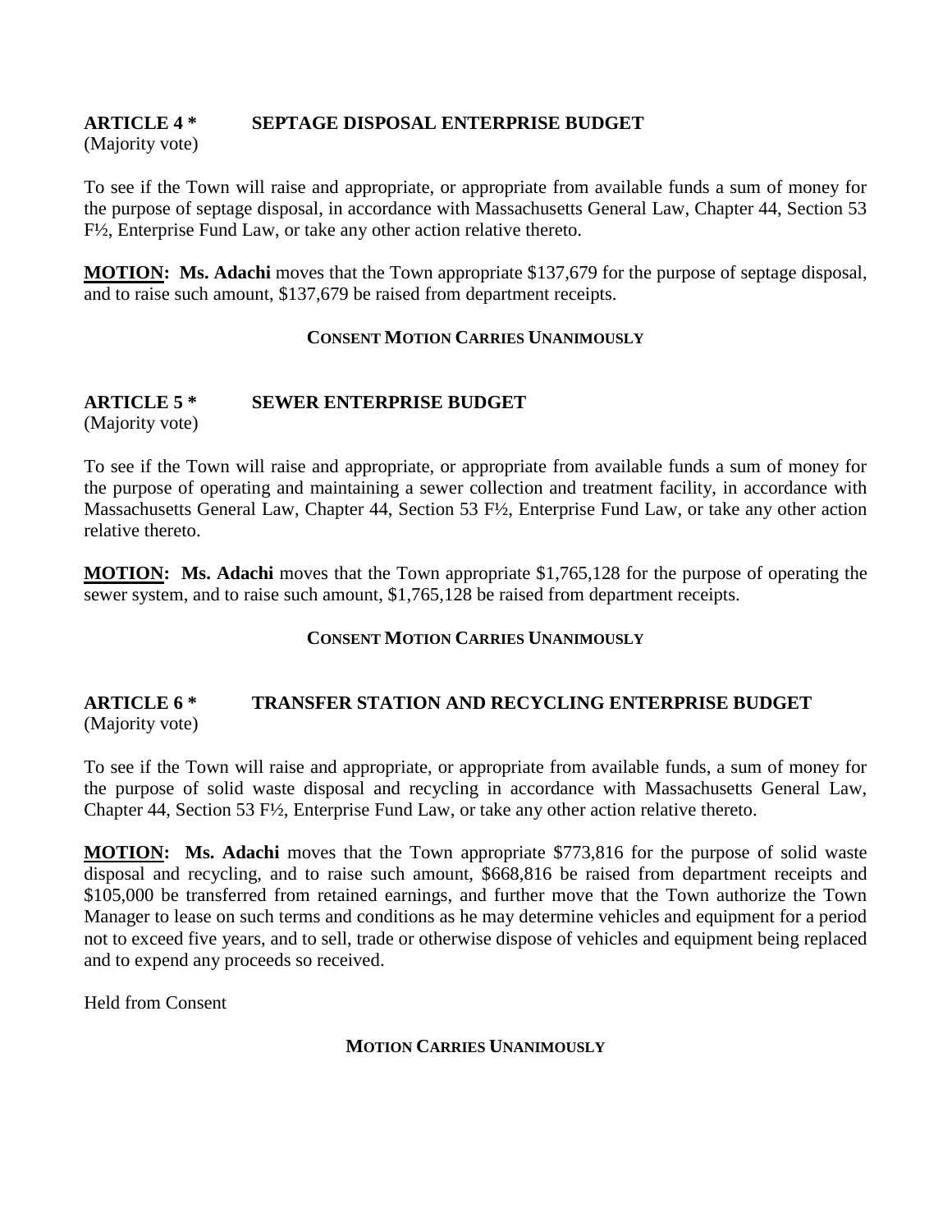### ARTICLE 4 * SEPTAGE DISPOSAL ENTERPRISE BUDGET

(Majority vote)

To see if the Town will raise and appropriate, or appropriate from available funds a sum of money for the purpose of septage disposal, in accordance with Massachusetts General Law, Chapter 44, Section 53 F½, Enterprise Fund Law, or take any other action relative thereto.

**MOTION: Ms. Adachi** moves that the Town appropriate $137,679 for the purpose of septage disposal, and to raise such amount, $137,679 be raised from department receipts.

**CONSENT MOTION CARRIES UNANIMOUSLY**

### ARTICLE 5 * SEWER ENTERPRISE BUDGET

(Majority vote)

To see if the Town will raise and appropriate, or appropriate from available funds a sum of money for the purpose of operating and maintaining a sewer collection and treatment facility, in accordance with Massachusetts General Law, Chapter 44, Section 53 F½, Enterprise Fund Law, or take any other action relative thereto.

**MOTION: Ms. Adachi** moves that the Town appropriate $1,765,128 for the purpose of operating the sewer system, and to raise such amount, $1,765,128 be raised from department receipts.

**CONSENT MOTION CARRIES UNANIMOUSLY**

### ARTICLE 6 * TRANSFER STATION AND RECYCLING ENTERPRISE BUDGET

(Majority vote)

To see if the Town will raise and appropriate, or appropriate from available funds, a sum of money for the purpose of solid waste disposal and recycling in accordance with Massachusetts General Law, Chapter 44, Section 53 F½, Enterprise Fund Law, or take any other action relative thereto.

**MOTION: Ms. Adachi** moves that the Town appropriate $773,816 for the purpose of solid waste disposal and recycling, and to raise such amount, $668,816 be raised from department receipts and $105,000 be transferred from retained earnings, and further move that the Town authorize the Town Manager to lease on such terms and conditions as he may determine vehicles and equipment for a period not to exceed five years, and to sell, trade or otherwise dispose of vehicles and equipment being replaced and to expend any proceeds so received.

Held from Consent

**MOTION CARRIES UNANIMOUSLY**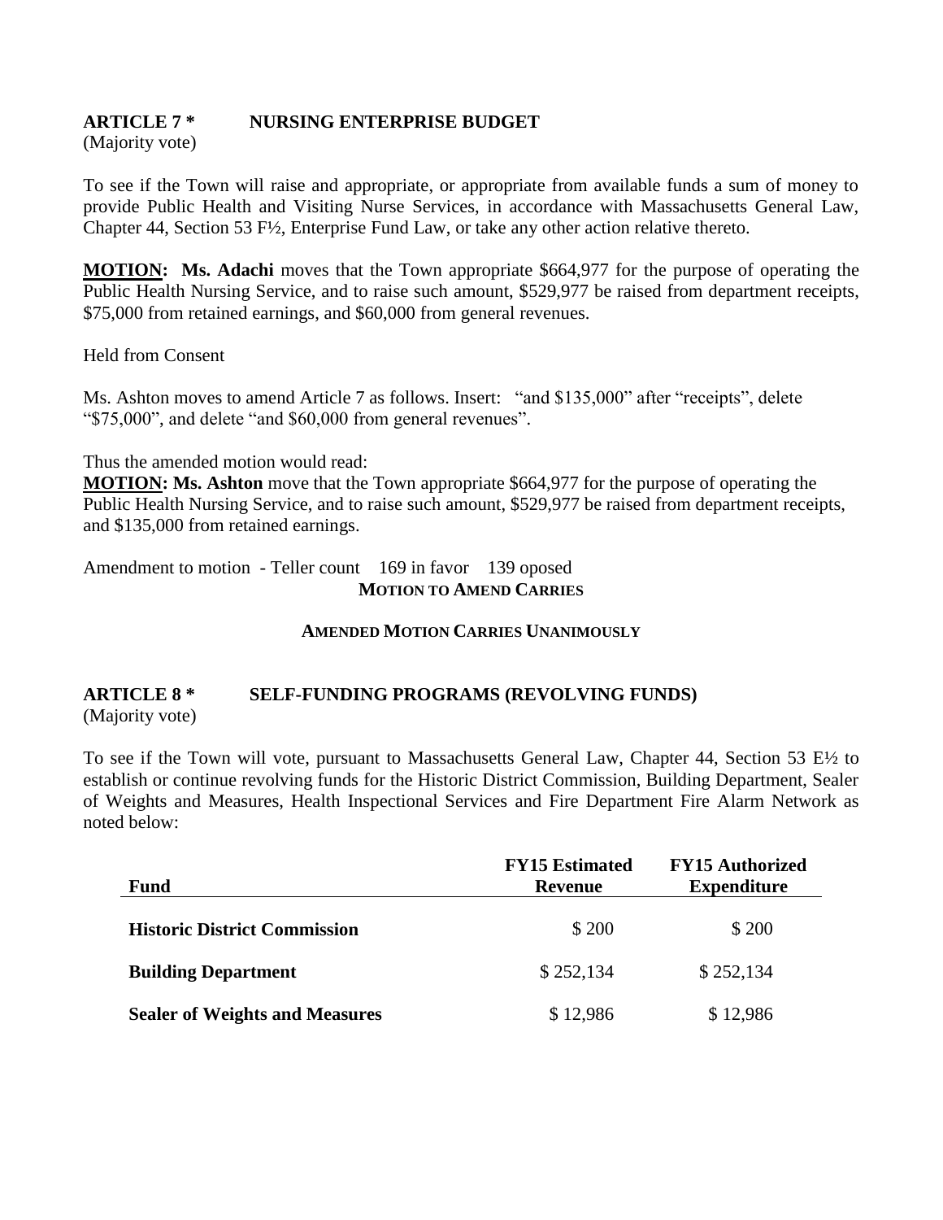**ARTICLE 7 * NURSING ENTERPRISE BUDGET**
(Majority vote)

To see if the Town will raise and appropriate, or appropriate from available funds a sum of money to provide Public Health and Visiting Nurse Services, in accordance with Massachusetts General Law, Chapter 44, Section 53 F½, Enterprise Fund Law, or take any other action relative thereto.

**MOTION: Ms. Adachi** moves that the Town appropriate $664,977 for the purpose of operating the Public Health Nursing Service, and to raise such amount, $529,977 be raised from department receipts, $75,000 from retained earnings, and $60,000 from general revenues.

Held from Consent

Ms. Ashton moves to amend Article 7 as follows. Insert: "and $135,000" after "receipts", delete "$75,000", and delete "and $60,000 from general revenues".

Thus the amended motion would read:
**MOTION: Ms. Ashton** move that the Town appropriate $664,977 for the purpose of operating the Public Health Nursing Service, and to raise such amount, $529,977 be raised from department receipts, and $135,000 from retained earnings.

Amendment to motion - Teller count 169 in favor 139 oposed

**MOTION TO AMEND CARRIES**

**AMENDED MOTION CARRIES UNANIMOUSLY**

**ARTICLE 8 * SELF-FUNDING PROGRAMS (REVOLVING FUNDS)**
(Majority vote)

To see if the Town will vote, pursuant to Massachusetts General Law, Chapter 44, Section 53 E½ to establish or continue revolving funds for the Historic District Commission, Building Department, Sealer of Weights and Measures, Health Inspectional Services and Fire Department Fire Alarm Network as noted below:

| Fund | FY15 Estimated Revenue | FY15 Authorized Expenditure |
|---|---|---|
| **Historic District Commission** | $ 200 | $ 200 |
| **Building Department** | $ 252,134 | $ 252,134 |
| **Sealer of Weights and Measures** | $ 12,986 | $ 12,986 |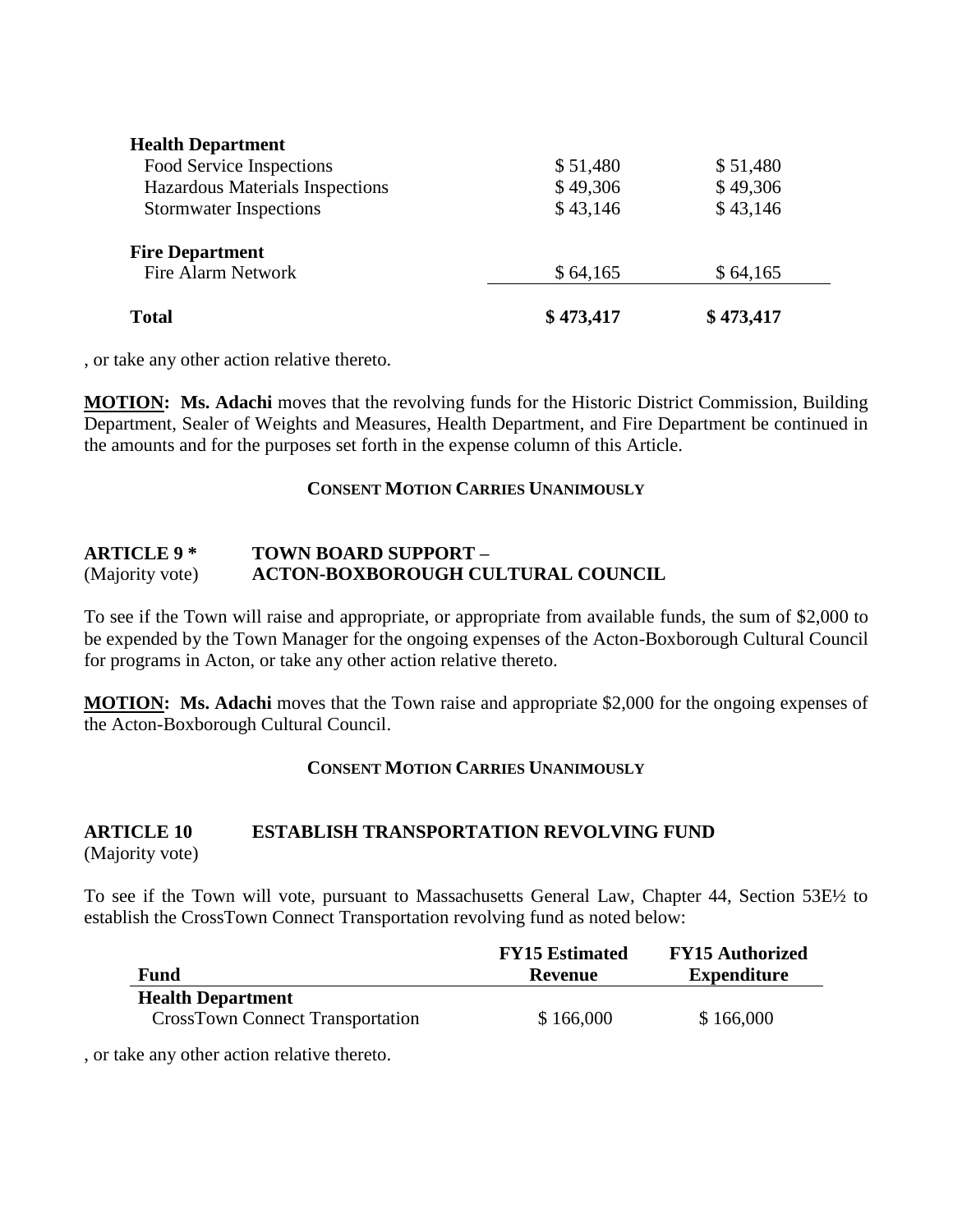| | | |
|---|---|---|
| **Health Department** | | |
| Food Service Inspections | $ 51,480 | $ 51,480 |
| Hazardous Materials Inspections | $ 49,306 | $ 49,306 |
| Stormwater Inspections | $ 43,146 | $ 43,146 |
| **Fire Department** | | |
| Fire Alarm Network | $ 64,165 | $ 64,165 |
| **Total** | **$ 473,417** | **$ 473,417** |

, or take any other action relative thereto.

**MOTION: Ms. Adachi** moves that the revolving funds for the Historic District Commission, Building Department, Sealer of Weights and Measures, Health Department, and Fire Department be continued in the amounts and for the purposes set forth in the expense column of this Article.

**CONSENT MOTION CARRIES UNANIMOUSLY**

**ARTICLE 9 *** (Majority vote) **TOWN BOARD SUPPORT – ACTON-BOXBOROUGH CULTURAL COUNCIL**

To see if the Town will raise and appropriate, or appropriate from available funds, the sum of $2,000 to be expended by the Town Manager for the ongoing expenses of the Acton-Boxborough Cultural Council for programs in Acton, or take any other action relative thereto.

**MOTION: Ms. Adachi** moves that the Town raise and appropriate $2,000 for the ongoing expenses of the Acton-Boxborough Cultural Council.

**CONSENT MOTION CARRIES UNANIMOUSLY**

**ARTICLE 10** (Majority vote) **ESTABLISH TRANSPORTATION REVOLVING FUND**

To see if the Town will vote, pursuant to Massachusetts General Law, Chapter 44, Section 53E½ to establish the CrossTown Connect Transportation revolving fund as noted below:

| Fund | FY15 Estimated Revenue | FY15 Authorized Expenditure |
|---|---|---|
| **Health Department** | | |
| CrossTown Connect Transportation | $ 166,000 | $ 166,000 |

, or take any other action relative thereto.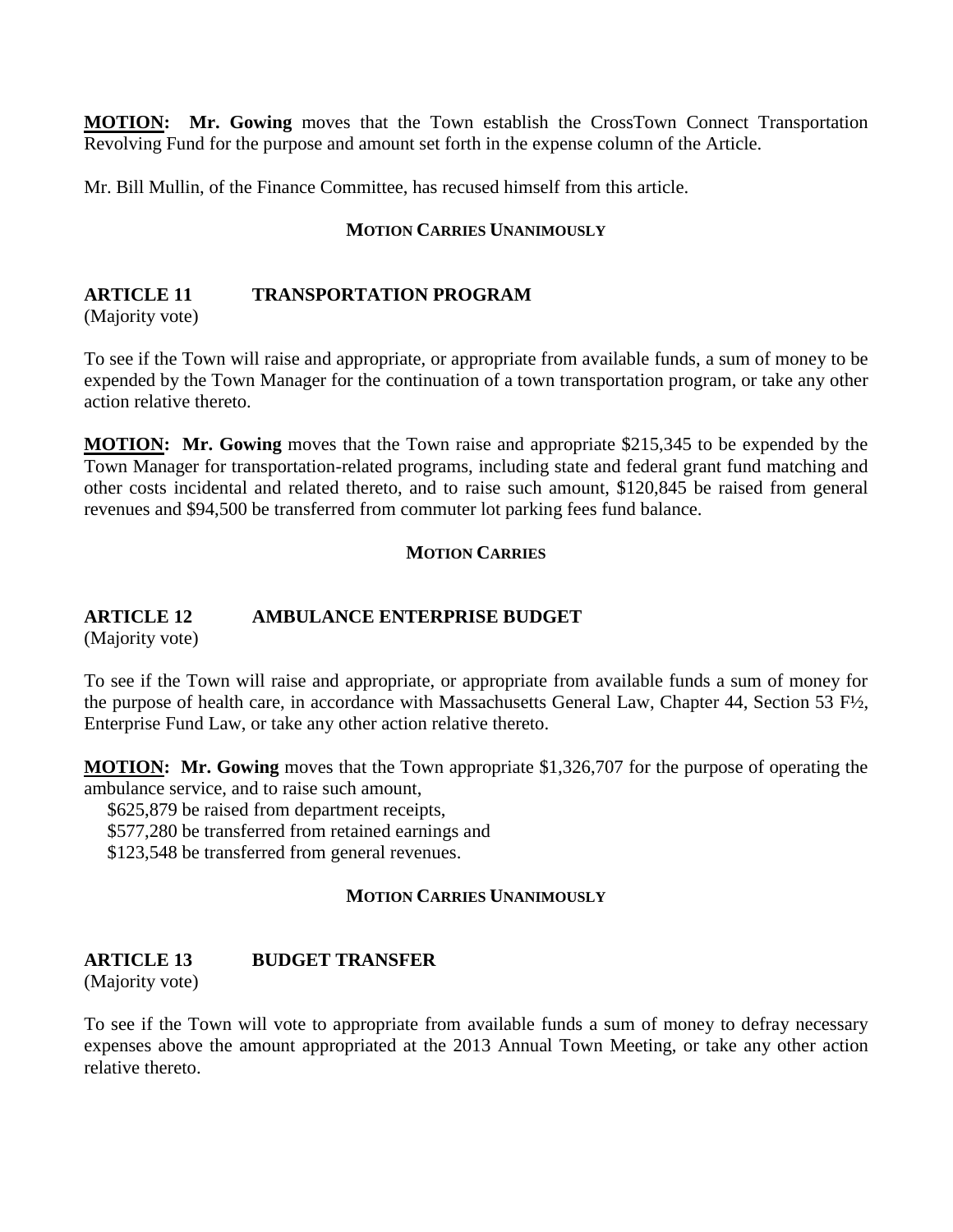**MOTION:** **Mr. Gowing** moves that the Town establish the CrossTown Connect Transportation Revolving Fund for the purpose and amount set forth in the expense column of the Article.

Mr. Bill Mullin, of the Finance Committee, has recused himself from this article.

**MOTION CARRIES UNANIMOUSLY**

## ARTICLE 11 TRANSPORTATION PROGRAM

(Majority vote)

To see if the Town will raise and appropriate, or appropriate from available funds, a sum of money to be expended by the Town Manager for the continuation of a town transportation program, or take any other action relative thereto.

**MOTION:** **Mr. Gowing** moves that the Town raise and appropriate $215,345 to be expended by the Town Manager for transportation-related programs, including state and federal grant fund matching and other costs incidental and related thereto, and to raise such amount, $120,845 be raised from general revenues and $94,500 be transferred from commuter lot parking fees fund balance.

**MOTION CARRIES**

## ARTICLE 12 AMBULANCE ENTERPRISE BUDGET

(Majority vote)

To see if the Town will raise and appropriate, or appropriate from available funds a sum of money for the purpose of health care, in accordance with Massachusetts General Law, Chapter 44, Section 53 F½, Enterprise Fund Law, or take any other action relative thereto.

**MOTION:** **Mr. Gowing** moves that the Town appropriate $1,326,707 for the purpose of operating the ambulance service, and to raise such amount,

$625,879 be raised from department receipts,
$577,280 be transferred from retained earnings and
$123,548 be transferred from general revenues.

**MOTION CARRIES UNANIMOUSLY**

## ARTICLE 13 BUDGET TRANSFER

(Majority vote)

To see if the Town will vote to appropriate from available funds a sum of money to defray necessary expenses above the amount appropriated at the 2013 Annual Town Meeting, or take any other action relative thereto.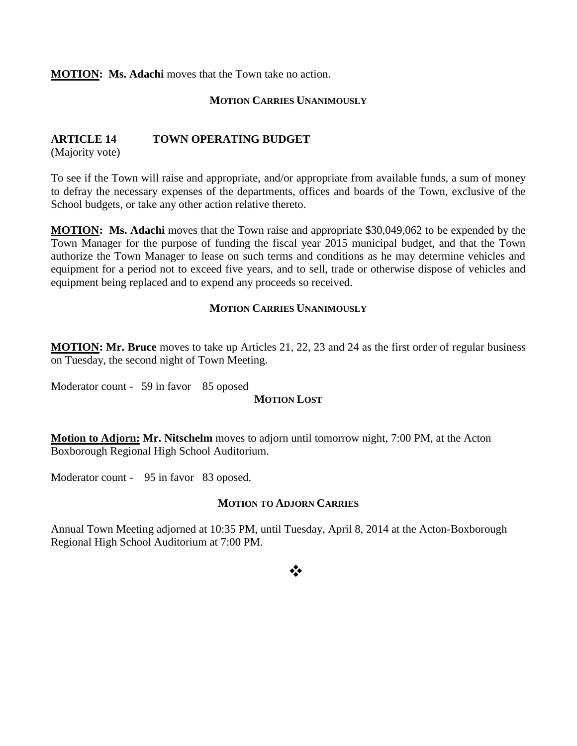**MOTION: Ms. Adachi** moves that the Town take no action.

**MOTION CARRIES UNANIMOUSLY**

## ARTICLE 14 TOWN OPERATING BUDGET

(Majority vote)

To see if the Town will raise and appropriate, and/or appropriate from available funds, a sum of money to defray the necessary expenses of the departments, offices and boards of the Town, exclusive of the School budgets, or take any other action relative thereto.

**MOTION: Ms. Adachi** moves that the Town raise and appropriate $30,049,062 to be expended by the Town Manager for the purpose of funding the fiscal year 2015 municipal budget, and that the Town authorize the Town Manager to lease on such terms and conditions as he may determine vehicles and equipment for a period not to exceed five years, and to sell, trade or otherwise dispose of vehicles and equipment being replaced and to expend any proceeds so received.

**MOTION CARRIES UNANIMOUSLY**

**MOTION: Mr. Bruce** moves to take up Articles 21, 22, 23 and 24 as the first order of regular business on Tuesday, the second night of Town Meeting.

Moderator count - 59 in favor 85 oposed

**MOTION LOST**

**Motion to Adjorn: Mr. Nitschelm** moves to adjorn until tomorrow night, 7:00 PM, at the Acton Boxborough Regional High School Auditorium.

Moderator count - 95 in favor 83 oposed.

**MOTION TO ADJORN CARRIES**

Annual Town Meeting adjorned at 10:35 PM, until Tuesday, April 8, 2014 at the Acton-Boxborough Regional High School Auditorium at 7:00 PM.

❖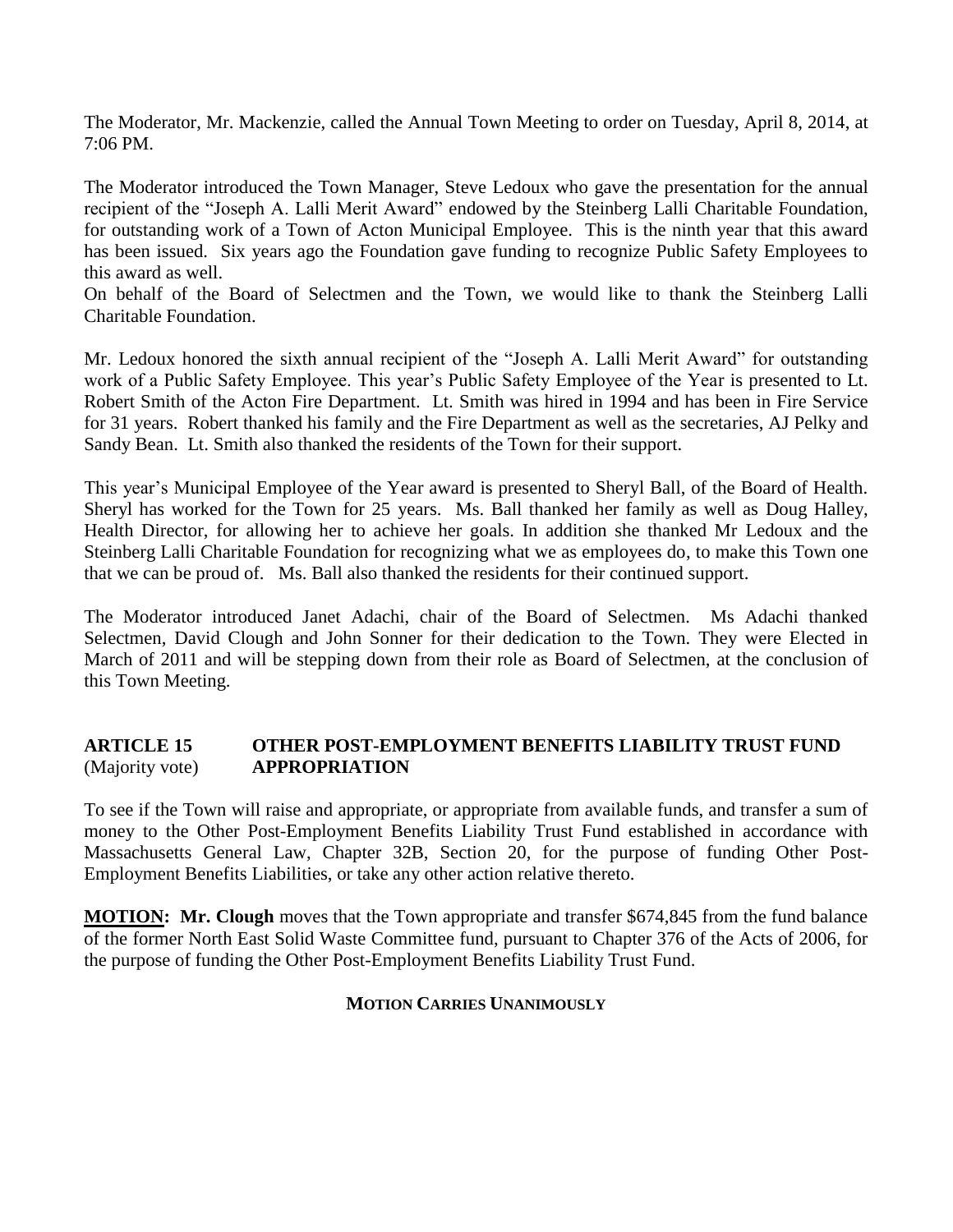The Moderator, Mr. Mackenzie, called the Annual Town Meeting to order on Tuesday, April 8, 2014, at 7:06 PM.

The Moderator introduced the Town Manager, Steve Ledoux who gave the presentation for the annual recipient of the "Joseph A. Lalli Merit Award" endowed by the Steinberg Lalli Charitable Foundation, for outstanding work of a Town of Acton Municipal Employee. This is the ninth year that this award has been issued. Six years ago the Foundation gave funding to recognize Public Safety Employees to this award as well.

On behalf of the Board of Selectmen and the Town, we would like to thank the Steinberg Lalli Charitable Foundation.

Mr. Ledoux honored the sixth annual recipient of the "Joseph A. Lalli Merit Award" for outstanding work of a Public Safety Employee. This year's Public Safety Employee of the Year is presented to Lt. Robert Smith of the Acton Fire Department. Lt. Smith was hired in 1994 and has been in Fire Service for 31 years. Robert thanked his family and the Fire Department as well as the secretaries, AJ Pelky and Sandy Bean. Lt. Smith also thanked the residents of the Town for their support.

This year's Municipal Employee of the Year award is presented to Sheryl Ball, of the Board of Health. Sheryl has worked for the Town for 25 years. Ms. Ball thanked her family as well as Doug Halley, Health Director, for allowing her to achieve her goals. In addition she thanked Mr Ledoux and the Steinberg Lalli Charitable Foundation for recognizing what we as employees do, to make this Town one that we can be proud of. Ms. Ball also thanked the residents for their continued support.

The Moderator introduced Janet Adachi, chair of the Board of Selectmen. Ms Adachi thanked Selectmen, David Clough and John Sonner for their dedication to the Town. They were Elected in March of 2011 and will be stepping down from their role as Board of Selectmen, at the conclusion of this Town Meeting.

## ARTICLE 15 OTHER POST-EMPLOYMENT BENEFITS LIABILITY TRUST FUND APPROPRIATION
(Majority vote)

To see if the Town will raise and appropriate, or appropriate from available funds, and transfer a sum of money to the Other Post-Employment Benefits Liability Trust Fund established in accordance with Massachusetts General Law, Chapter 32B, Section 20, for the purpose of funding Other Post-Employment Benefits Liabilities, or take any other action relative thereto.

**MOTION: Mr. Clough** moves that the Town appropriate and transfer $674,845 from the fund balance of the former North East Solid Waste Committee fund, pursuant to Chapter 376 of the Acts of 2006, for the purpose of funding the Other Post-Employment Benefits Liability Trust Fund.

**MOTION CARRIES UNANIMOUSLY**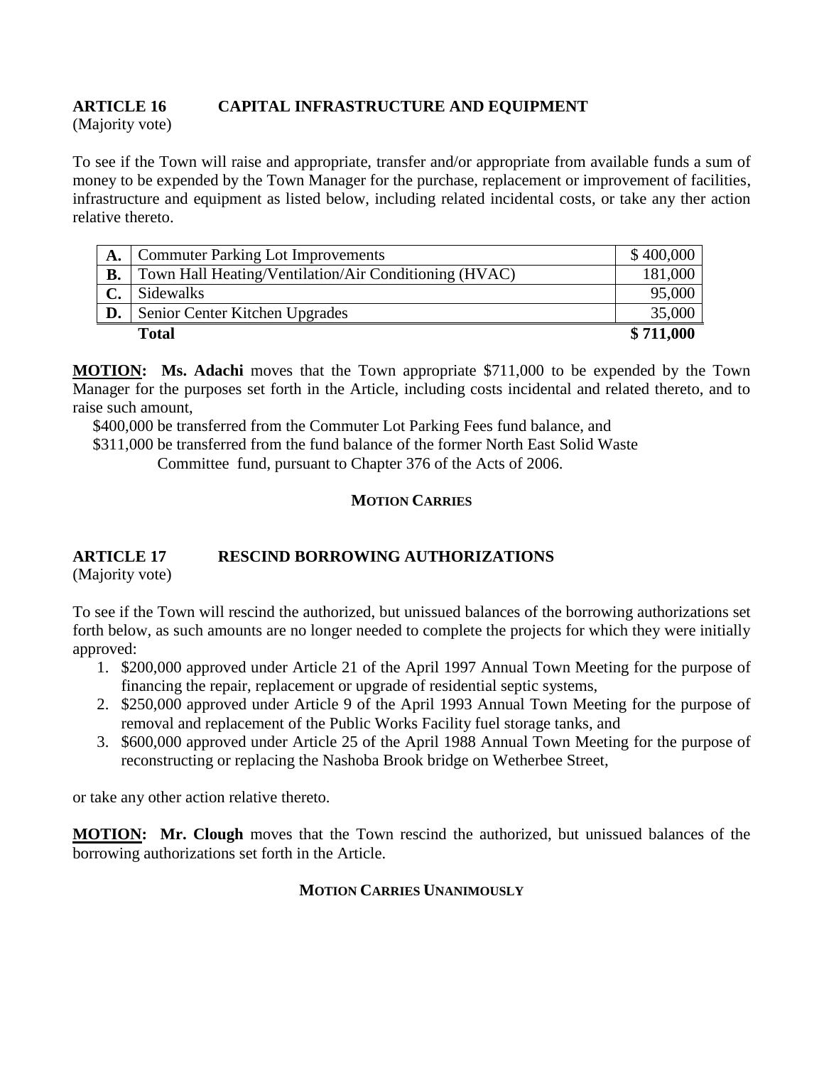## ARTICLE 16 CAPITAL INFRASTRUCTURE AND EQUIPMENT

(Majority vote)

To see if the Town will raise and appropriate, transfer and/or appropriate from available funds a sum of money to be expended by the Town Manager for the purchase, replacement or improvement of facilities, infrastructure and equipment as listed below, including related incidental costs, or take any ther action relative thereto.

| | | |
|---|---|---|
| **A.** | Commuter Parking Lot Improvements | $ 400,000 |
| **B.** | Town Hall Heating/Ventilation/Air Conditioning (HVAC) | 181,000 |
| **C.** | Sidewalks | 95,000 |
| **D.** | Senior Center Kitchen Upgrades | 35,000 |
| | **Total** | **$ 711,000** |

**MOTION: Ms. Adachi** moves that the Town appropriate $711,000 to be expended by the Town Manager for the purposes set forth in the Article, including costs incidental and related thereto, and to raise such amount,

$400,000 be transferred from the Commuter Lot Parking Fees fund balance, and
$311,000 be transferred from the fund balance of the former North East Solid Waste Committee fund, pursuant to Chapter 376 of the Acts of 2006.

**MOTION CARRIES**

## ARTICLE 17 RESCIND BORROWING AUTHORIZATIONS

(Majority vote)

To see if the Town will rescind the authorized, but unissued balances of the borrowing authorizations set forth below, as such amounts are no longer needed to complete the projects for which they were initially approved:

1. $200,000 approved under Article 21 of the April 1997 Annual Town Meeting for the purpose of financing the repair, replacement or upgrade of residential septic systems,
2. $250,000 approved under Article 9 of the April 1993 Annual Town Meeting for the purpose of removal and replacement of the Public Works Facility fuel storage tanks, and
3. $600,000 approved under Article 25 of the April 1988 Annual Town Meeting for the purpose of reconstructing or replacing the Nashoba Brook bridge on Wetherbee Street,

or take any other action relative thereto.

**MOTION: Mr. Clough** moves that the Town rescind the authorized, but unissued balances of the borrowing authorizations set forth in the Article.

**MOTION CARRIES UNANIMOUSLY**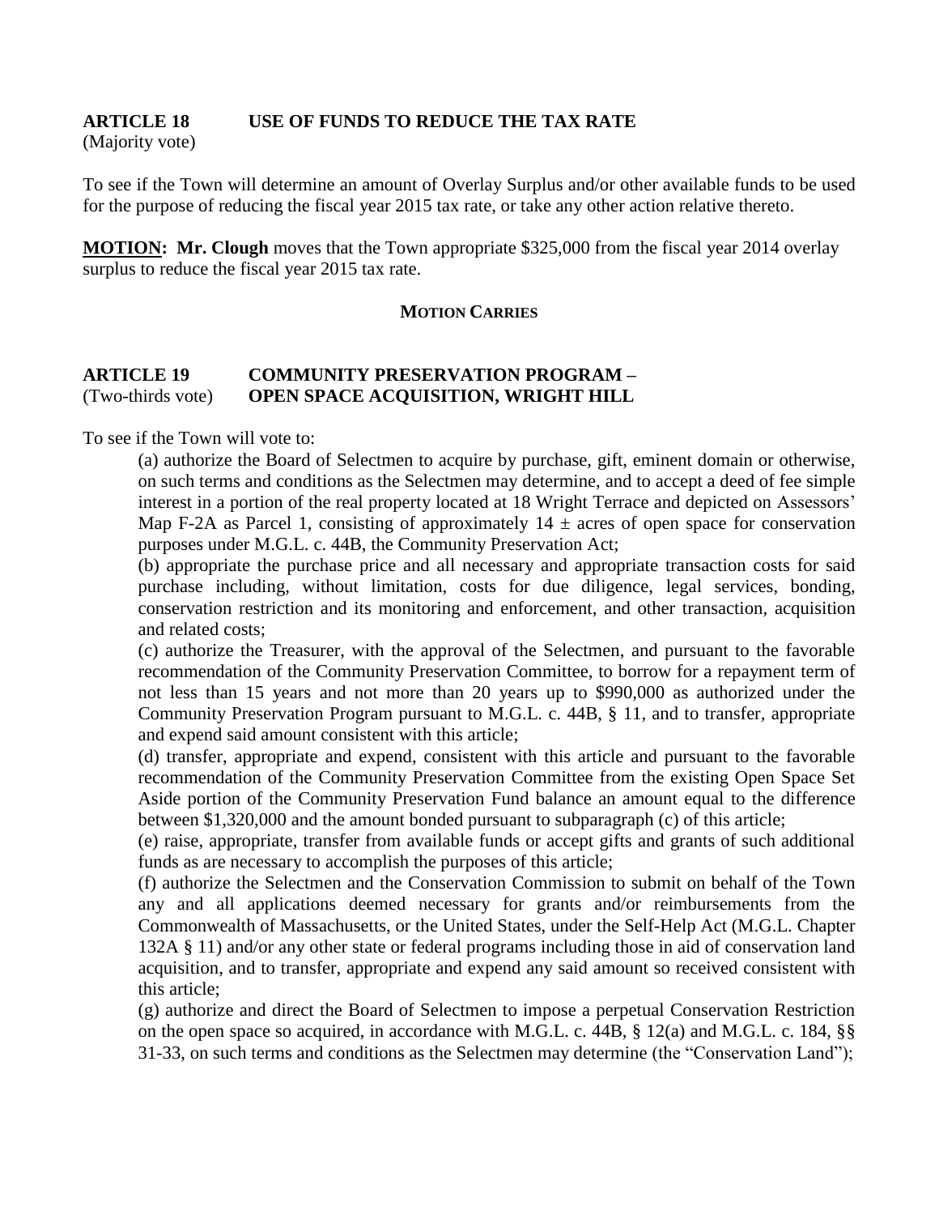**ARTICLE 18 USE OF FUNDS TO REDUCE THE TAX RATE**
(Majority vote)

To see if the Town will determine an amount of Overlay Surplus and/or other available funds to be used for the purpose of reducing the fiscal year 2015 tax rate, or take any other action relative thereto.

**MOTION: Mr. Clough** moves that the Town appropriate $325,000 from the fiscal year 2014 overlay surplus to reduce the fiscal year 2015 tax rate.

**MOTION CARRIES**

**ARTICLE 19 COMMUNITY PRESERVATION PROGRAM –**
(Two-thirds vote) **OPEN SPACE ACQUISITION, WRIGHT HILL**

To see if the Town will vote to:

(a) authorize the Board of Selectmen to acquire by purchase, gift, eminent domain or otherwise, on such terms and conditions as the Selectmen may determine, and to accept a deed of fee simple interest in a portion of the real property located at 18 Wright Terrace and depicted on Assessors' Map F-2A as Parcel 1, consisting of approximately 14 ± acres of open space for conservation purposes under M.G.L. c. 44B, the Community Preservation Act;

(b) appropriate the purchase price and all necessary and appropriate transaction costs for said purchase including, without limitation, costs for due diligence, legal services, bonding, conservation restriction and its monitoring and enforcement, and other transaction, acquisition and related costs;

(c) authorize the Treasurer, with the approval of the Selectmen, and pursuant to the favorable recommendation of the Community Preservation Committee, to borrow for a repayment term of not less than 15 years and not more than 20 years up to $990,000 as authorized under the Community Preservation Program pursuant to M.G.L. c. 44B, § 11, and to transfer, appropriate and expend said amount consistent with this article;

(d) transfer, appropriate and expend, consistent with this article and pursuant to the favorable recommendation of the Community Preservation Committee from the existing Open Space Set Aside portion of the Community Preservation Fund balance an amount equal to the difference between $1,320,000 and the amount bonded pursuant to subparagraph (c) of this article;

(e) raise, appropriate, transfer from available funds or accept gifts and grants of such additional funds as are necessary to accomplish the purposes of this article;

(f) authorize the Selectmen and the Conservation Commission to submit on behalf of the Town any and all applications deemed necessary for grants and/or reimbursements from the Commonwealth of Massachusetts, or the United States, under the Self-Help Act (M.G.L. Chapter 132A § 11) and/or any other state or federal programs including those in aid of conservation land acquisition, and to transfer, appropriate and expend any said amount so received consistent with this article;

(g) authorize and direct the Board of Selectmen to impose a perpetual Conservation Restriction on the open space so acquired, in accordance with M.G.L. c. 44B, § 12(a) and M.G.L. c. 184, §§ 31-33, on such terms and conditions as the Selectmen may determine (the "Conservation Land");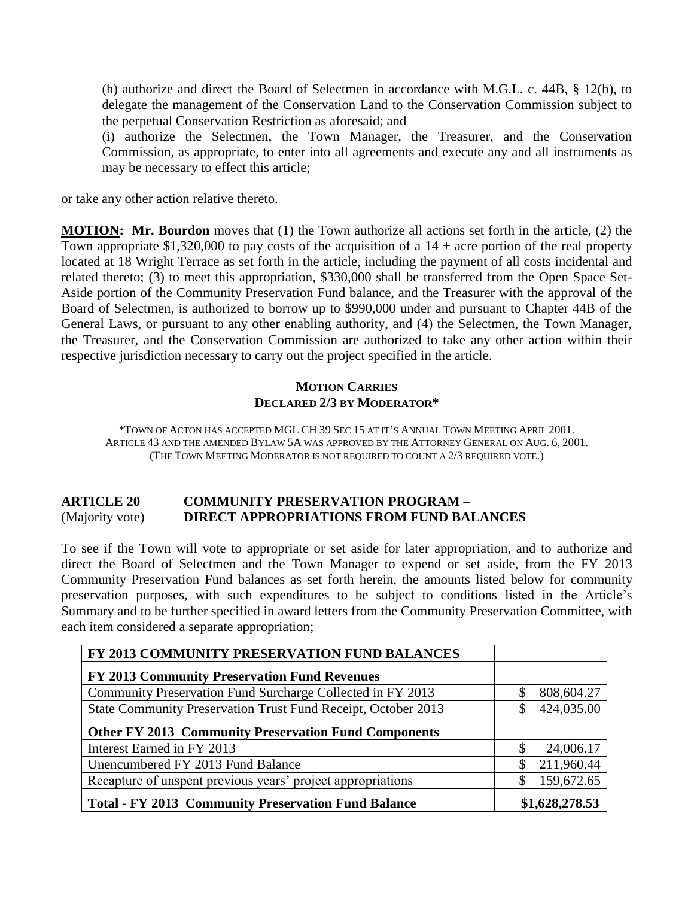(h) authorize and direct the Board of Selectmen in accordance with M.G.L. c. 44B, § 12(b), to delegate the management of the Conservation Land to the Conservation Commission subject to the perpetual Conservation Restriction as aforesaid; and

(i) authorize the Selectmen, the Town Manager, the Treasurer, and the Conservation Commission, as appropriate, to enter into all agreements and execute any and all instruments as may be necessary to effect this article;

or take any other action relative thereto.

**MOTION: Mr. Bourdon** moves that (1) the Town authorize all actions set forth in the article, (2) the Town appropriate $1,320,000 to pay costs of the acquisition of a 14 ± acre portion of the real property located at 18 Wright Terrace as set forth in the article, including the payment of all costs incidental and related thereto; (3) to meet this appropriation, $330,000 shall be transferred from the Open Space Set-Aside portion of the Community Preservation Fund balance, and the Treasurer with the approval of the Board of Selectmen, is authorized to borrow up to $990,000 under and pursuant to Chapter 44B of the General Laws, or pursuant to any other enabling authority, and (4) the Selectmen, the Town Manager, the Treasurer, and the Conservation Commission are authorized to take any other action within their respective jurisdiction necessary to carry out the project specified in the article.

**MOTION CARRIES**
**DECLARED 2/3 BY MODERATOR***

*TOWN OF ACTON HAS ACCEPTED MGL CH 39 SEC 15 AT IT'S ANNUAL TOWN MEETING APRIL 2001.
ARTICLE 43 AND THE AMENDED BYLAW 5A WAS APPROVED BY THE ATTORNEY GENERAL ON AUG. 6, 2001.
(THE TOWN MEETING MODERATOR IS NOT REQUIRED TO COUNT A 2/3 REQUIRED VOTE.)

## ARTICLE 20 COMMUNITY PRESERVATION PROGRAM – DIRECT APPROPRIATIONS FROM FUND BALANCES
(Majority vote)

To see if the Town will vote to appropriate or set aside for later appropriation, and to authorize and direct the Board of Selectmen and the Town Manager to expend or set aside, from the FY 2013 Community Preservation Fund balances as set forth herein, the amounts listed below for community preservation purposes, with such expenditures to be subject to conditions listed in the Article's Summary and to be further specified in award letters from the Community Preservation Committee, with each item considered a separate appropriation;

| **FY 2013 COMMUNITY PRESERVATION FUND BALANCES** | |
|---|---|
| **FY 2013 Community Preservation Fund Revenues** | |
| Community Preservation Fund Surcharge Collected in FY 2013 | $ 808,604.27 |
| State Community Preservation Trust Fund Receipt, October 2013 | $ 424,035.00 |
| **Other FY 2013 Community Preservation Fund Components** | |
| Interest Earned in FY 2013 | $ 24,006.17 |
| Unencumbered FY 2013 Fund Balance | $ 211,960.44 |
| Recapture of unspent previous years' project appropriations | $ 159,672.65 |
| **Total - FY 2013 Community Preservation Fund Balance** | **$1,628,278.53** |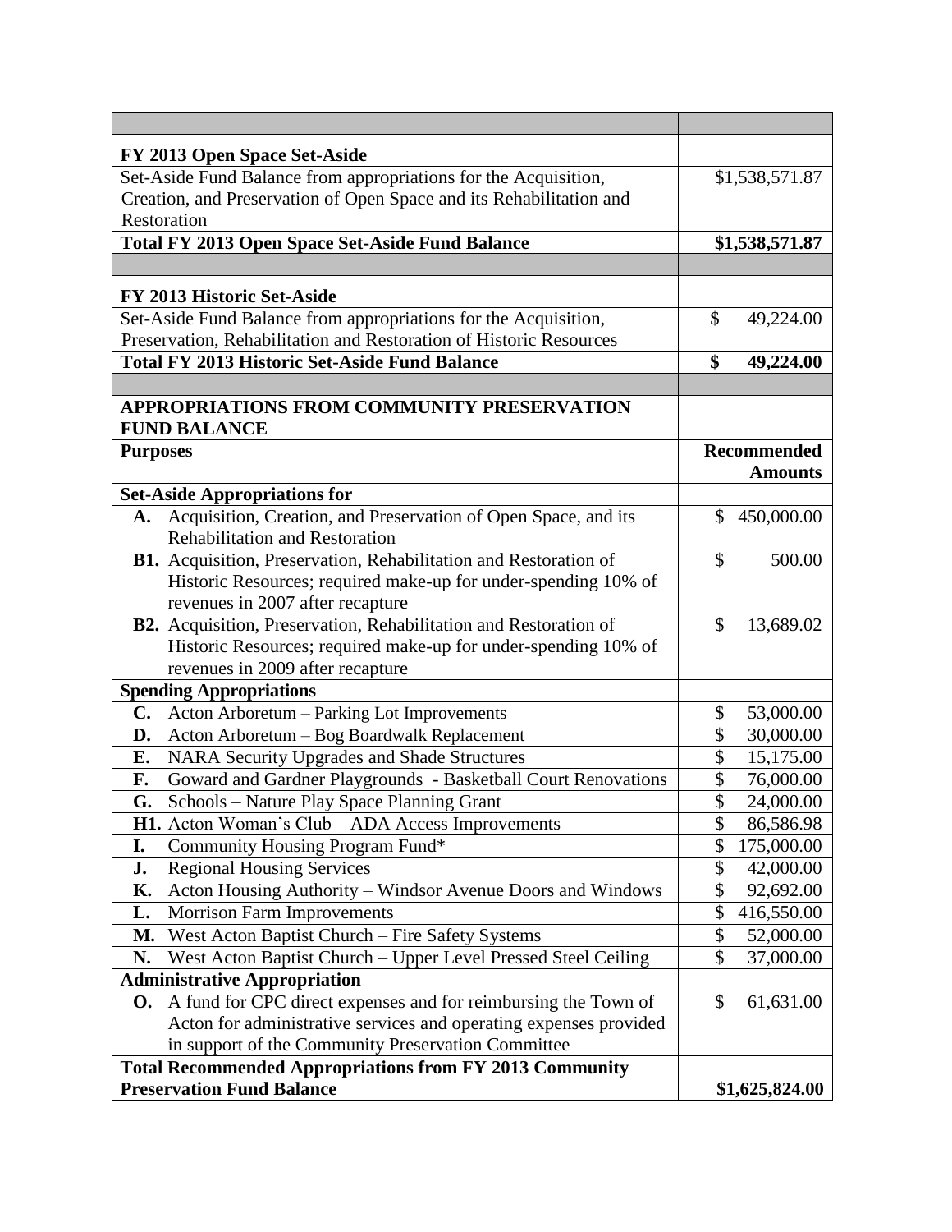| | |
|---|---|
| **FY 2013 Open Space Set-Aside** | |
| Set-Aside Fund Balance from appropriations for the Acquisition, Creation, and Preservation of Open Space and its Rehabilitation and Restoration | $1,538,571.87 |
| **Total FY 2013 Open Space Set-Aside Fund Balance** | **$1,538,571.87** |
| | |
| **FY 2013 Historic Set-Aside** | |
| Set-Aside Fund Balance from appropriations for the Acquisition, Preservation, Rehabilitation and Restoration of Historic Resources | $ 49,224.00 |
| **Total FY 2013 Historic Set-Aside Fund Balance** | **$ 49,224.00** |
| | |
| **APPROPRIATIONS FROM COMMUNITY PRESERVATION FUND BALANCE** | |
| **Purposes** | **Recommended Amounts** |
| **Set-Aside Appropriations for** | |
| **A.** Acquisition, Creation, and Preservation of Open Space, and its Rehabilitation and Restoration | $ 450,000.00 |
| **B1.** Acquisition, Preservation, Rehabilitation and Restoration of Historic Resources; required make-up for under-spending 10% of revenues in 2007 after recapture | $ 500.00 |
| **B2.** Acquisition, Preservation, Rehabilitation and Restoration of Historic Resources; required make-up for under-spending 10% of revenues in 2009 after recapture | $ 13,689.02 |
| **Spending Appropriations** | |
| **C.** Acton Arboretum – Parking Lot Improvements | $ 53,000.00 |
| **D.** Acton Arboretum – Bog Boardwalk Replacement | $ 30,000.00 |
| **E.** NARA Security Upgrades and Shade Structures | $ 15,175.00 |
| **F.** Goward and Gardner Playgrounds - Basketball Court Renovations | $ 76,000.00 |
| **G.** Schools – Nature Play Space Planning Grant | $ 24,000.00 |
| **H1.** Acton Woman's Club – ADA Access Improvements | $ 86,586.98 |
| **I.** Community Housing Program Fund* | $ 175,000.00 |
| **J.** Regional Housing Services | $ 42,000.00 |
| **K.** Acton Housing Authority – Windsor Avenue Doors and Windows | $ 92,692.00 |
| **L.** Morrison Farm Improvements | $ 416,550.00 |
| **M.** West Acton Baptist Church – Fire Safety Systems | $ 52,000.00 |
| **N.** West Acton Baptist Church – Upper Level Pressed Steel Ceiling | $ 37,000.00 |
| **Administrative Appropriation** | |
| **O.** A fund for CPC direct expenses and for reimbursing the Town of Acton for administrative services and operating expenses provided in support of the Community Preservation Committee | $ 61,631.00 |
| **Total Recommended Appropriations from FY 2013 Community Preservation Fund Balance** | **$1,625,824.00** |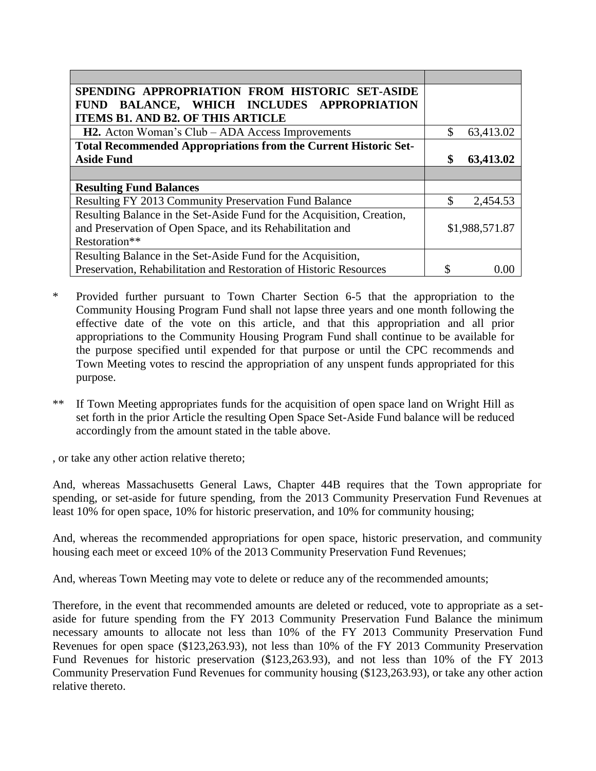| | |
|---|---|
| **SPENDING APPROPRIATION FROM HISTORIC SET-ASIDE FUND BALANCE, WHICH INCLUDES APPROPRIATION ITEMS B1. AND B2. OF THIS ARTICLE** | |
| **H2.** Acton Woman's Club – ADA Access Improvements | $ 63,413.02 |
| **Total Recommended Appropriations from the Current Historic Set-Aside Fund** | **$ 63,413.02** |
| | |
| **Resulting Fund Balances** | |
| Resulting FY 2013 Community Preservation Fund Balance | $ 2,454.53 |
| Resulting Balance in the Set-Aside Fund for the Acquisition, Creation, and Preservation of Open Space, and its Rehabilitation and Restoration** | $1,988,571.87 |
| Resulting Balance in the Set-Aside Fund for the Acquisition, Preservation, Rehabilitation and Restoration of Historic Resources | $ 0.00 |

\* Provided further pursuant to Town Charter Section 6-5 that the appropriation to the Community Housing Program Fund shall not lapse three years and one month following the effective date of the vote on this article, and that this appropriation and all prior appropriations to the Community Housing Program Fund shall continue to be available for the purpose specified until expended for that purpose or until the CPC recommends and Town Meeting votes to rescind the appropriation of any unspent funds appropriated for this purpose.

\*\* If Town Meeting appropriates funds for the acquisition of open space land on Wright Hill as set forth in the prior Article the resulting Open Space Set-Aside Fund balance will be reduced accordingly from the amount stated in the table above.

, or take any other action relative thereto;

And, whereas Massachusetts General Laws, Chapter 44B requires that the Town appropriate for spending, or set-aside for future spending, from the 2013 Community Preservation Fund Revenues at least 10% for open space, 10% for historic preservation, and 10% for community housing;

And, whereas the recommended appropriations for open space, historic preservation, and community housing each meet or exceed 10% of the 2013 Community Preservation Fund Revenues;

And, whereas Town Meeting may vote to delete or reduce any of the recommended amounts;

Therefore, in the event that recommended amounts are deleted or reduced, vote to appropriate as a set-aside for future spending from the FY 2013 Community Preservation Fund Balance the minimum necessary amounts to allocate not less than 10% of the FY 2013 Community Preservation Fund Revenues for open space ($123,263.93), not less than 10% of the FY 2013 Community Preservation Fund Revenues for historic preservation ($123,263.93), and not less than 10% of the FY 2013 Community Preservation Fund Revenues for community housing ($123,263.93), or take any other action relative thereto.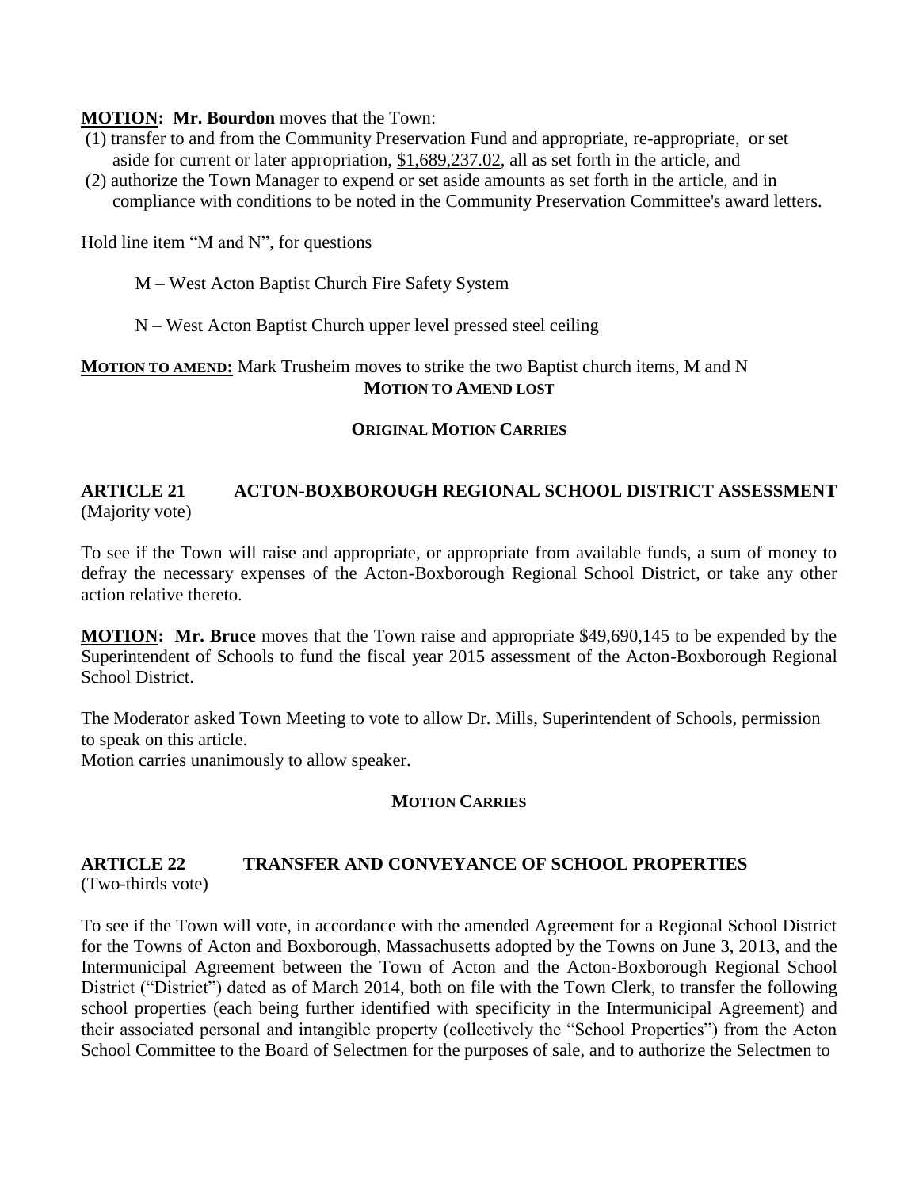**MOTION:** **Mr. Bourdon** moves that the Town:

(1) transfer to and from the Community Preservation Fund and appropriate, re-appropriate, or set aside for current or later appropriation, $1,689,237.02, all as set forth in the article, and

(2) authorize the Town Manager to expend or set aside amounts as set forth in the article, and in compliance with conditions to be noted in the Community Preservation Committee's award letters.

Hold line item "M and N", for questions

M – West Acton Baptist Church Fire Safety System

N – West Acton Baptist Church upper level pressed steel ceiling

**MOTION TO AMEND:** Mark Trusheim moves to strike the two Baptist church items, M and N

**MOTION TO AMEND LOST**

**ORIGINAL MOTION CARRIES**

## ARTICLE 21 ACTON-BOXBOROUGH REGIONAL SCHOOL DISTRICT ASSESSMENT

(Majority vote)

To see if the Town will raise and appropriate, or appropriate from available funds, a sum of money to defray the necessary expenses of the Acton-Boxborough Regional School District, or take any other action relative thereto.

**MOTION:** **Mr. Bruce** moves that the Town raise and appropriate $49,690,145 to be expended by the Superintendent of Schools to fund the fiscal year 2015 assessment of the Acton-Boxborough Regional School District.

The Moderator asked Town Meeting to vote to allow Dr. Mills, Superintendent of Schools, permission to speak on this article.

Motion carries unanimously to allow speaker.

**MOTION CARRIES**

## ARTICLE 22 TRANSFER AND CONVEYANCE OF SCHOOL PROPERTIES

(Two-thirds vote)

To see if the Town will vote, in accordance with the amended Agreement for a Regional School District for the Towns of Acton and Boxborough, Massachusetts adopted by the Towns on June 3, 2013, and the Intermunicipal Agreement between the Town of Acton and the Acton-Boxborough Regional School District ("District") dated as of March 2014, both on file with the Town Clerk, to transfer the following school properties (each being further identified with specificity in the Intermunicipal Agreement) and their associated personal and intangible property (collectively the "School Properties") from the Acton School Committee to the Board of Selectmen for the purposes of sale, and to authorize the Selectmen to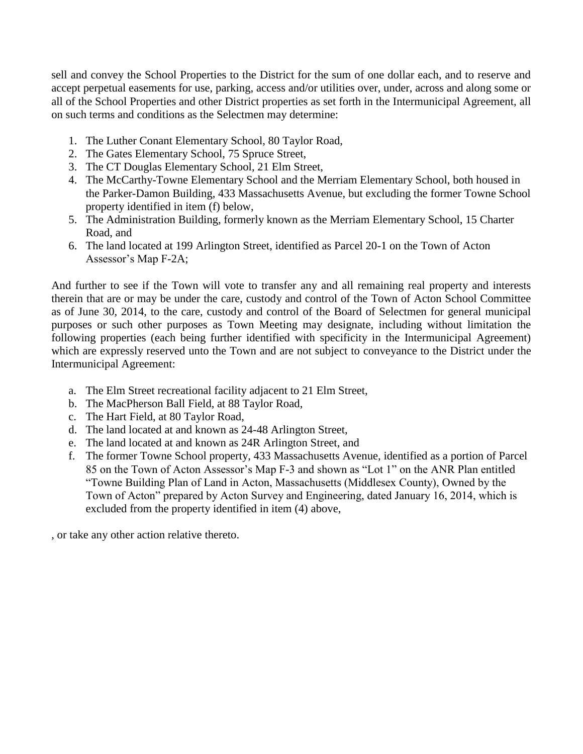sell and convey the School Properties to the District for the sum of one dollar each, and to reserve and accept perpetual easements for use, parking, access and/or utilities over, under, across and along some or all of the School Properties and other District properties as set forth in the Intermunicipal Agreement, all on such terms and conditions as the Selectmen may determine:

1. The Luther Conant Elementary School, 80 Taylor Road,
2. The Gates Elementary School, 75 Spruce Street,
3. The CT Douglas Elementary School, 21 Elm Street,
4. The McCarthy-Towne Elementary School and the Merriam Elementary School, both housed in the Parker-Damon Building, 433 Massachusetts Avenue, but excluding the former Towne School property identified in item (f) below,
5. The Administration Building, formerly known as the Merriam Elementary School, 15 Charter Road, and
6. The land located at 199 Arlington Street, identified as Parcel 20-1 on the Town of Acton Assessor's Map F-2A;

And further to see if the Town will vote to transfer any and all remaining real property and interests therein that are or may be under the care, custody and control of the Town of Acton School Committee as of June 30, 2014, to the care, custody and control of the Board of Selectmen for general municipal purposes or such other purposes as Town Meeting may designate, including without limitation the following properties (each being further identified with specificity in the Intermunicipal Agreement) which are expressly reserved unto the Town and are not subject to conveyance to the District under the Intermunicipal Agreement:

a. The Elm Street recreational facility adjacent to 21 Elm Street,
b. The MacPherson Ball Field, at 88 Taylor Road,
c. The Hart Field, at 80 Taylor Road,
d. The land located at and known as 24-48 Arlington Street,
e. The land located at and known as 24R Arlington Street, and
f. The former Towne School property, 433 Massachusetts Avenue, identified as a portion of Parcel 85 on the Town of Acton Assessor's Map F-3 and shown as "Lot 1" on the ANR Plan entitled "Towne Building Plan of Land in Acton, Massachusetts (Middlesex County), Owned by the Town of Acton" prepared by Acton Survey and Engineering, dated January 16, 2014, which is excluded from the property identified in item (4) above,

, or take any other action relative thereto.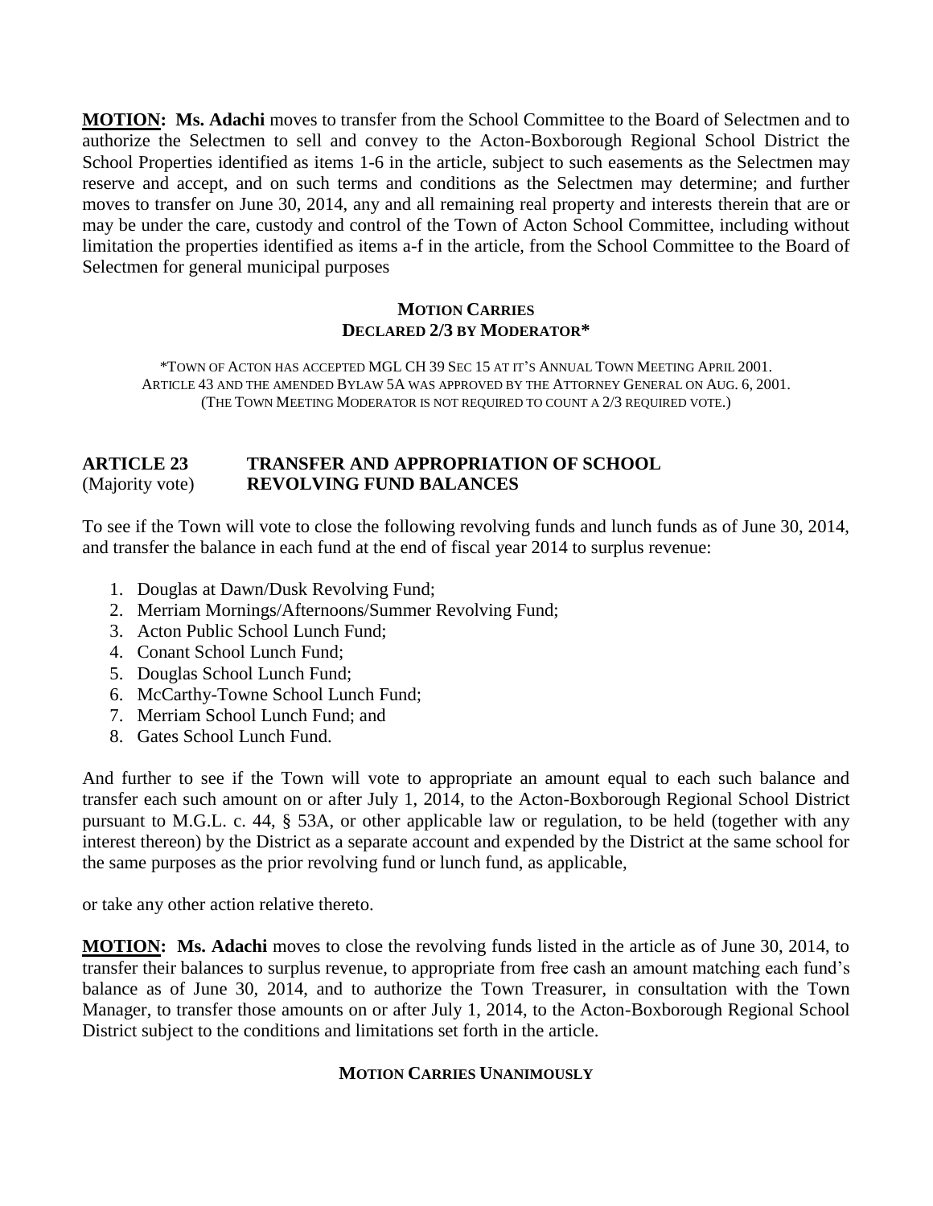**MOTION:** **Ms. Adachi** moves to transfer from the School Committee to the Board of Selectmen and to authorize the Selectmen to sell and convey to the Acton-Boxborough Regional School District the School Properties identified as items 1-6 in the article, subject to such easements as the Selectmen may reserve and accept, and on such terms and conditions as the Selectmen may determine; and further moves to transfer on June 30, 2014, any and all remaining real property and interests therein that are or may be under the care, custody and control of the Town of Acton School Committee, including without limitation the properties identified as items a-f in the article, from the School Committee to the Board of Selectmen for general municipal purposes

**MOTION CARRIES**
**DECLARED 2/3 BY MODERATOR***

*TOWN OF ACTON HAS ACCEPTED MGL CH 39 SEC 15 AT IT'S ANNUAL TOWN MEETING APRIL 2001.
ARTICLE 43 AND THE AMENDED BYLAW 5A WAS APPROVED BY THE ATTORNEY GENERAL ON AUG. 6, 2001.
(THE TOWN MEETING MODERATOR IS NOT REQUIRED TO COUNT A 2/3 REQUIRED VOTE.)

## ARTICLE 23 TRANSFER AND APPROPRIATION OF SCHOOL REVOLVING FUND BALANCES
(Majority vote)

To see if the Town will vote to close the following revolving funds and lunch funds as of June 30, 2014, and transfer the balance in each fund at the end of fiscal year 2014 to surplus revenue:

1. Douglas at Dawn/Dusk Revolving Fund;
2. Merriam Mornings/Afternoons/Summer Revolving Fund;
3. Acton Public School Lunch Fund;
4. Conant School Lunch Fund;
5. Douglas School Lunch Fund;
6. McCarthy-Towne School Lunch Fund;
7. Merriam School Lunch Fund; and
8. Gates School Lunch Fund.

And further to see if the Town will vote to appropriate an amount equal to each such balance and transfer each such amount on or after July 1, 2014, to the Acton-Boxborough Regional School District pursuant to M.G.L. c. 44, § 53A, or other applicable law or regulation, to be held (together with any interest thereon) by the District as a separate account and expended by the District at the same school for the same purposes as the prior revolving fund or lunch fund, as applicable,

or take any other action relative thereto.

**MOTION:** **Ms. Adachi** moves to close the revolving funds listed in the article as of June 30, 2014, to transfer their balances to surplus revenue, to appropriate from free cash an amount matching each fund's balance as of June 30, 2014, and to authorize the Town Treasurer, in consultation with the Town Manager, to transfer those amounts on or after July 1, 2014, to the Acton-Boxborough Regional School District subject to the conditions and limitations set forth in the article.

**MOTION CARRIES UNANIMOUSLY**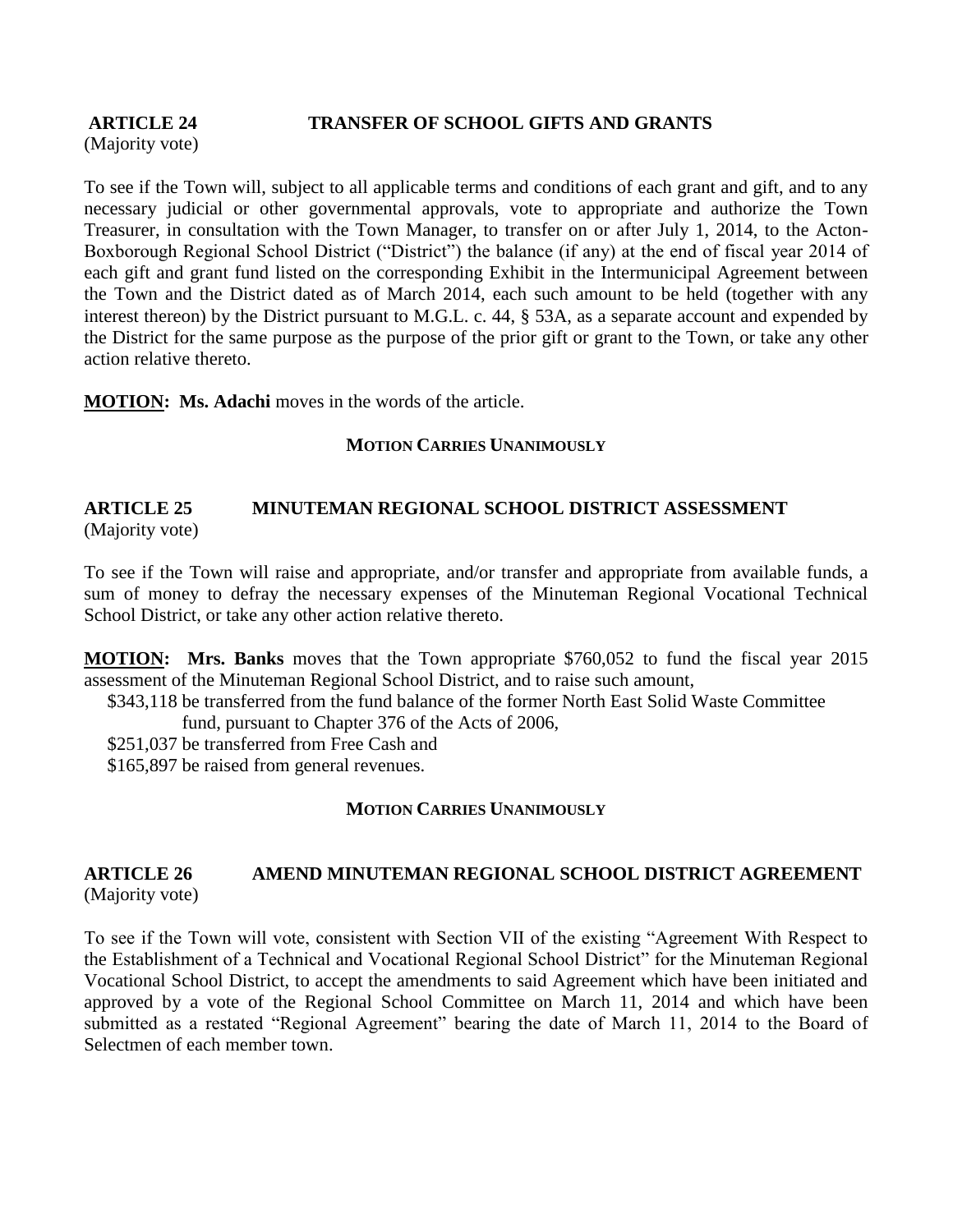**ARTICLE 24 TRANSFER OF SCHOOL GIFTS AND GRANTS**
(Majority vote)

To see if the Town will, subject to all applicable terms and conditions of each grant and gift, and to any necessary judicial or other governmental approvals, vote to appropriate and authorize the Town Treasurer, in consultation with the Town Manager, to transfer on or after July 1, 2014, to the Acton-Boxborough Regional School District ("District") the balance (if any) at the end of fiscal year 2014 of each gift and grant fund listed on the corresponding Exhibit in the Intermunicipal Agreement between the Town and the District dated as of March 2014, each such amount to be held (together with any interest thereon) by the District pursuant to M.G.L. c. 44, § 53A, as a separate account and expended by the District for the same purpose as the purpose of the prior gift or grant to the Town, or take any other action relative thereto.

**MOTION: Ms. Adachi** moves in the words of the article.

**MOTION CARRIES UNANIMOUSLY**

**ARTICLE 25 MINUTEMAN REGIONAL SCHOOL DISTRICT ASSESSMENT**
(Majority vote)

To see if the Town will raise and appropriate, and/or transfer and appropriate from available funds, a sum of money to defray the necessary expenses of the Minuteman Regional Vocational Technical School District, or take any other action relative thereto.

**MOTION: Mrs. Banks** moves that the Town appropriate $760,052 to fund the fiscal year 2015 assessment of the Minuteman Regional School District, and to raise such amount,

$343,118 be transferred from the fund balance of the former North East Solid Waste Committee fund, pursuant to Chapter 376 of the Acts of 2006,
$251,037 be transferred from Free Cash and
$165,897 be raised from general revenues.

**MOTION CARRIES UNANIMOUSLY**

**ARTICLE 26 AMEND MINUTEMAN REGIONAL SCHOOL DISTRICT AGREEMENT**
(Majority vote)

To see if the Town will vote, consistent with Section VII of the existing "Agreement With Respect to the Establishment of a Technical and Vocational Regional School District" for the Minuteman Regional Vocational School District, to accept the amendments to said Agreement which have been initiated and approved by a vote of the Regional School Committee on March 11, 2014 and which have been submitted as a restated "Regional Agreement" bearing the date of March 11, 2014 to the Board of Selectmen of each member town.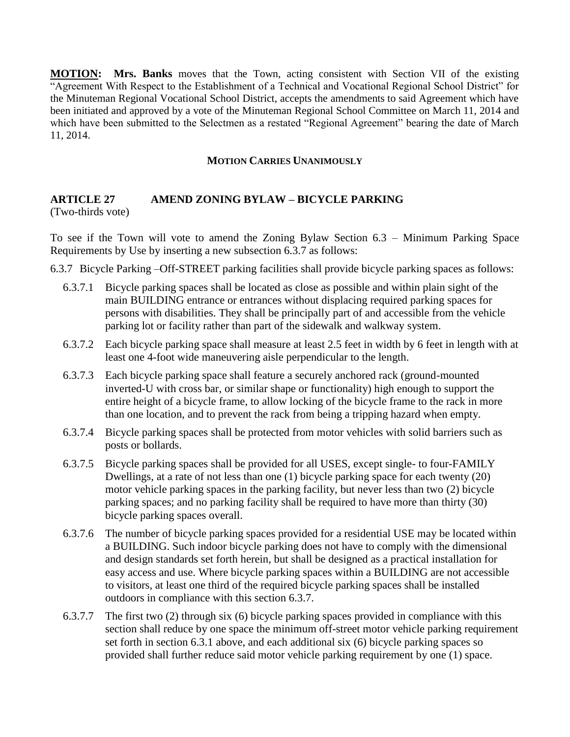**MOTION:** **Mrs. Banks** moves that the Town, acting consistent with Section VII of the existing "Agreement With Respect to the Establishment of a Technical and Vocational Regional School District" for the Minuteman Regional Vocational School District, accepts the amendments to said Agreement which have been initiated and approved by a vote of the Minuteman Regional School Committee on March 11, 2014 and which have been submitted to the Selectmen as a restated "Regional Agreement" bearing the date of March 11, 2014.

**MOTION CARRIES UNANIMOUSLY**

## ARTICLE 27 AMEND ZONING BYLAW – BICYCLE PARKING

(Two-thirds vote)

To see if the Town will vote to amend the Zoning Bylaw Section 6.3 – Minimum Parking Space Requirements by Use by inserting a new subsection 6.3.7 as follows:

6.3.7 Bicycle Parking –Off-STREET parking facilities shall provide bicycle parking spaces as follows:

- 6.3.7.1 Bicycle parking spaces shall be located as close as possible and within plain sight of the main BUILDING entrance or entrances without displacing required parking spaces for persons with disabilities. They shall be principally part of and accessible from the vehicle parking lot or facility rather than part of the sidewalk and walkway system.
- 6.3.7.2 Each bicycle parking space shall measure at least 2.5 feet in width by 6 feet in length with at least one 4-foot wide maneuvering aisle perpendicular to the length.
- 6.3.7.3 Each bicycle parking space shall feature a securely anchored rack (ground-mounted inverted-U with cross bar, or similar shape or functionality) high enough to support the entire height of a bicycle frame, to allow locking of the bicycle frame to the rack in more than one location, and to prevent the rack from being a tripping hazard when empty.
- 6.3.7.4 Bicycle parking spaces shall be protected from motor vehicles with solid barriers such as posts or bollards.
- 6.3.7.5 Bicycle parking spaces shall be provided for all USES, except single- to four-FAMILY Dwellings, at a rate of not less than one (1) bicycle parking space for each twenty (20) motor vehicle parking spaces in the parking facility, but never less than two (2) bicycle parking spaces; and no parking facility shall be required to have more than thirty (30) bicycle parking spaces overall.
- 6.3.7.6 The number of bicycle parking spaces provided for a residential USE may be located within a BUILDING. Such indoor bicycle parking does not have to comply with the dimensional and design standards set forth herein, but shall be designed as a practical installation for easy access and use. Where bicycle parking spaces within a BUILDING are not accessible to visitors, at least one third of the required bicycle parking spaces shall be installed outdoors in compliance with this section 6.3.7.
- 6.3.7.7 The first two (2) through six (6) bicycle parking spaces provided in compliance with this section shall reduce by one space the minimum off-street motor vehicle parking requirement set forth in section 6.3.1 above, and each additional six (6) bicycle parking spaces so provided shall further reduce said motor vehicle parking requirement by one (1) space.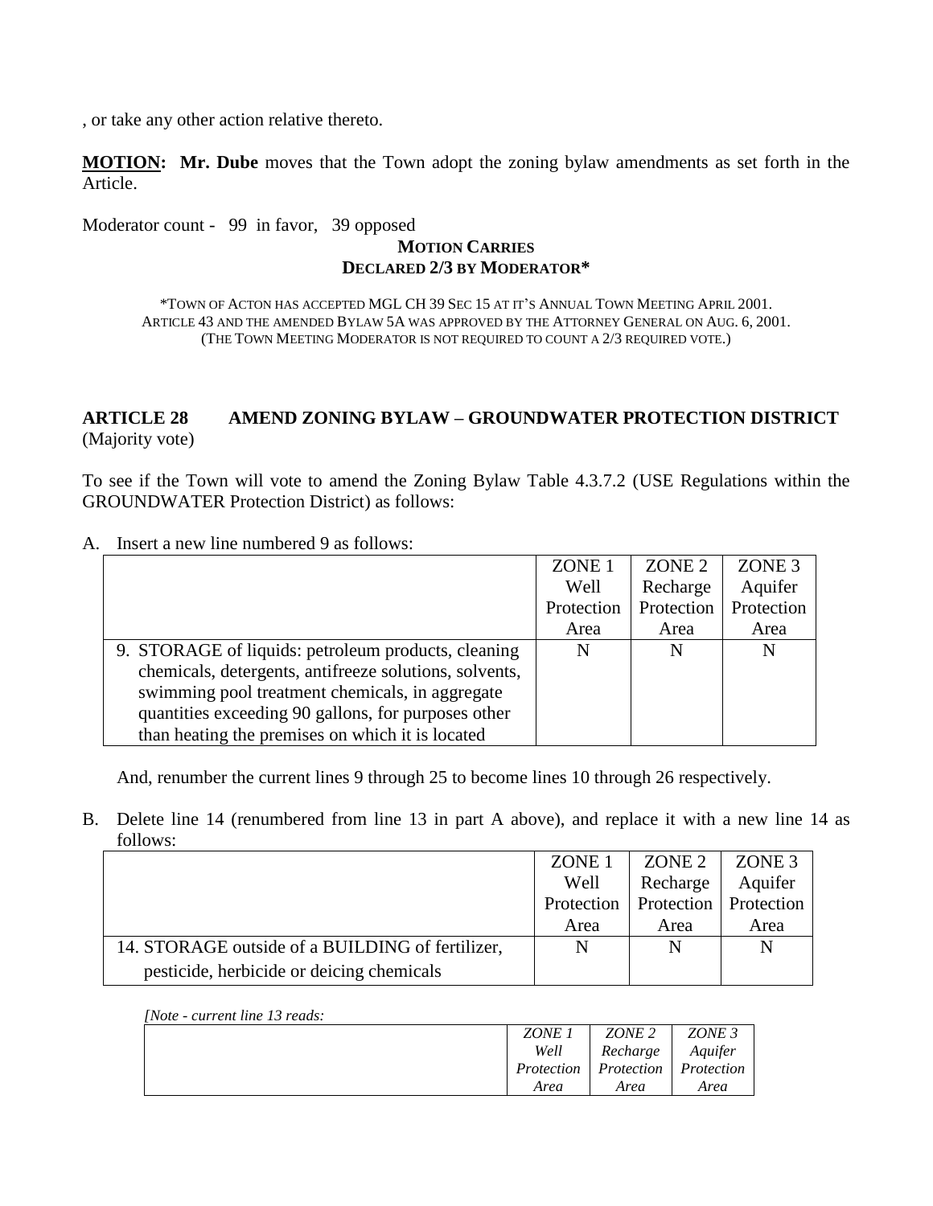, or take any other action relative thereto.

**MOTION:** **Mr. Dube** moves that the Town adopt the zoning bylaw amendments as set forth in the Article.

Moderator count - 99 in favor, 39 opposed

**MOTION CARRIES**
**DECLARED 2/3 BY MODERATOR***

*TOWN OF ACTON HAS ACCEPTED MGL CH 39 SEC 15 AT IT'S ANNUAL TOWN MEETING APRIL 2001. ARTICLE 43 AND THE AMENDED BYLAW 5A WAS APPROVED BY THE ATTORNEY GENERAL ON AUG. 6, 2001. (THE TOWN MEETING MODERATOR IS NOT REQUIRED TO COUNT A 2/3 REQUIRED VOTE.)

## ARTICLE 28 AMEND ZONING BYLAW – GROUNDWATER PROTECTION DISTRICT
(Majority vote)

To see if the Town will vote to amend the Zoning Bylaw Table 4.3.7.2 (USE Regulations within the GROUNDWATER Protection District) as follows:

A. Insert a new line numbered 9 as follows:

| | ZONE 1 Well Protection Area | ZONE 2 Recharge Protection Area | ZONE 3 Aquifer Protection Area |
|---|---|---|---|
| 9. STORAGE of liquids: petroleum products, cleaning chemicals, detergents, antifreeze solutions, solvents, swimming pool treatment chemicals, in aggregate quantities exceeding 90 gallons, for purposes other than heating the premises on which it is located | N | N | N |

And, renumber the current lines 9 through 25 to become lines 10 through 26 respectively.

B. Delete line 14 (renumbered from line 13 in part A above), and replace it with a new line 14 as follows:

| | ZONE 1 Well Protection Area | ZONE 2 Recharge Protection Area | ZONE 3 Aquifer Protection Area |
|---|---|---|---|
| 14. STORAGE outside of a BUILDING of fertilizer, pesticide, herbicide or deicing chemicals | N | N | N |

*[Note - current line 13 reads:*

| | *ZONE 1 Well Protection Area* | *ZONE 2 Recharge Protection Area* | *ZONE 3 Aquifer Protection Area* |
|---|---|---|---|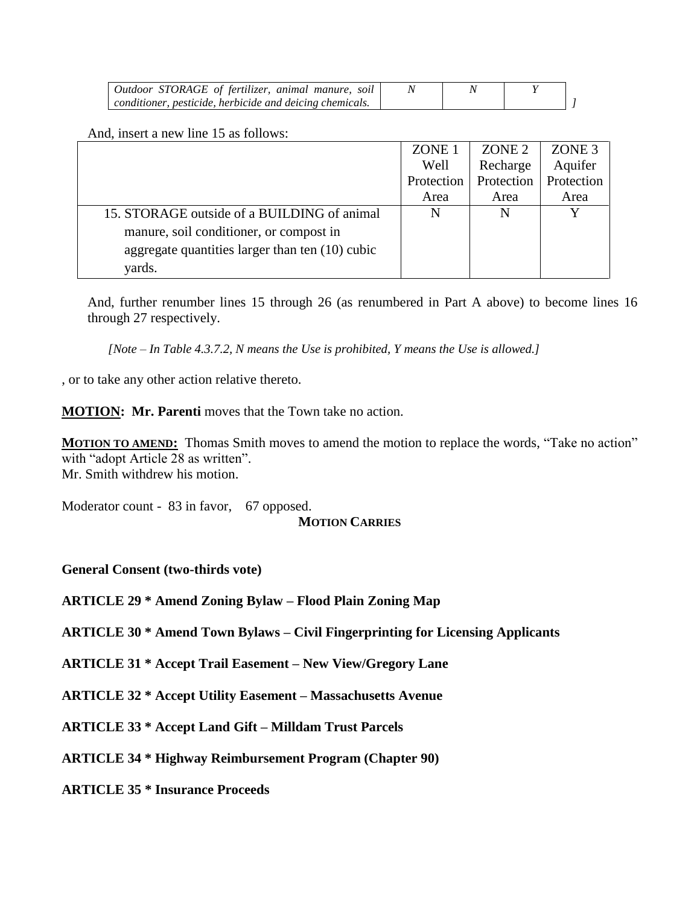| *Outdoor STORAGE of fertilizer, animal manure, soil conditioner, pesticide, herbicide and deicing chemicals.* | *N* | *N* | *Y* |
|---|---|---|---|

*]*

And, insert a new line 15 as follows:

| | ZONE 1 Well Protection Area | ZONE 2 Recharge Protection Area | ZONE 3 Aquifer Protection Area |
|---|---|---|---|
| 15. STORAGE outside of a BUILDING of animal manure, soil conditioner, or compost in aggregate quantities larger than ten (10) cubic yards. | N | N | Y |

And, further renumber lines 15 through 26 (as renumbered in Part A above) to become lines 16 through 27 respectively.

*[Note – In Table 4.3.7.2, N means the Use is prohibited, Y means the Use is allowed.]*

, or to take any other action relative thereto.

**MOTION: Mr. Parenti** moves that the Town take no action.

**MOTION TO AMEND:** Thomas Smith moves to amend the motion to replace the words, "Take no action" with "adopt Article 28 as written".
Mr. Smith withdrew his motion.

Moderator count - 83 in favor, 67 opposed.

**MOTION CARRIES**

**General Consent (two-thirds vote)**

**ARTICLE 29 * Amend Zoning Bylaw – Flood Plain Zoning Map**

**ARTICLE 30 * Amend Town Bylaws – Civil Fingerprinting for Licensing Applicants**

**ARTICLE 31 * Accept Trail Easement – New View/Gregory Lane**

**ARTICLE 32 * Accept Utility Easement – Massachusetts Avenue**

**ARTICLE 33 * Accept Land Gift – Milldam Trust Parcels**

**ARTICLE 34 * Highway Reimbursement Program (Chapter 90)**

**ARTICLE 35 * Insurance Proceeds**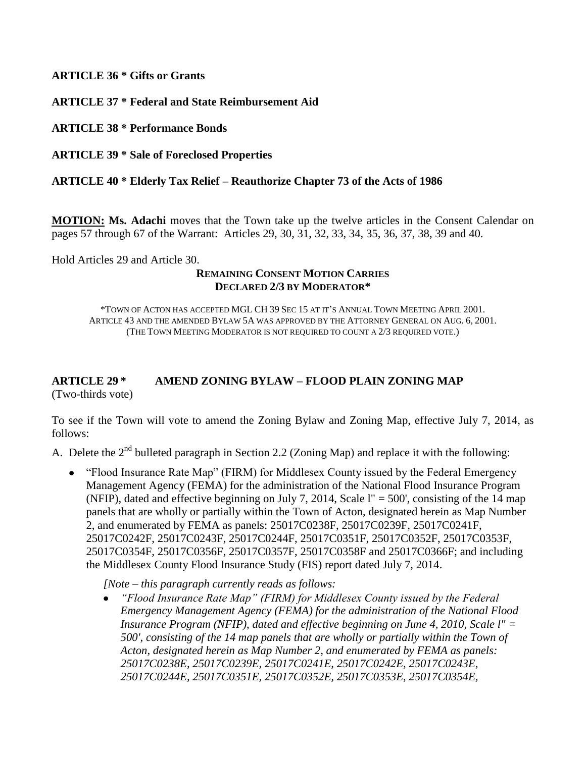**ARTICLE 36 * Gifts or Grants**

**ARTICLE 37 * Federal and State Reimbursement Aid**

**ARTICLE 38 * Performance Bonds**

**ARTICLE 39 * Sale of Foreclosed Properties**

**ARTICLE 40 * Elderly Tax Relief – Reauthorize Chapter 73 of the Acts of 1986**

**MOTION: Ms. Adachi** moves that the Town take up the twelve articles in the Consent Calendar on pages 57 through 67 of the Warrant: Articles 29, 30, 31, 32, 33, 34, 35, 36, 37, 38, 39 and 40.

Hold Articles 29 and Article 30.

**REMAINING CONSENT MOTION CARRIES**
**DECLARED 2/3 BY MODERATOR***

*TOWN OF ACTON HAS ACCEPTED MGL CH 39 SEC 15 AT IT'S ANNUAL TOWN MEETING APRIL 2001. ARTICLE 43 AND THE AMENDED BYLAW 5A WAS APPROVED BY THE ATTORNEY GENERAL ON AUG. 6, 2001. (THE TOWN MEETING MODERATOR IS NOT REQUIRED TO COUNT A 2/3 REQUIRED VOTE.)

## ARTICLE 29 * AMEND ZONING BYLAW – FLOOD PLAIN ZONING MAP

(Two-thirds vote)

To see if the Town will vote to amend the Zoning Bylaw and Zoning Map, effective July 7, 2014, as follows:

A. Delete the 2nd bulleted paragraph in Section 2.2 (Zoning Map) and replace it with the following:

- "Flood Insurance Rate Map" (FIRM) for Middlesex County issued by the Federal Emergency Management Agency (FEMA) for the administration of the National Flood Insurance Program (NFIP), dated and effective beginning on July 7, 2014, Scale l" = 500', consisting of the 14 map panels that are wholly or partially within the Town of Acton, designated herein as Map Number 2, and enumerated by FEMA as panels: 25017C0238F, 25017C0239F, 25017C0241F, 25017C0242F, 25017C0243F, 25017C0244F, 25017C0351F, 25017C0352F, 25017C0353F, 25017C0354F, 25017C0356F, 25017C0357F, 25017C0358F and 25017C0366F; and including the Middlesex County Flood Insurance Study (FIS) report dated July 7, 2014.

  *[Note – this paragraph currently reads as follows:*

  - *"Flood Insurance Rate Map" (FIRM) for Middlesex County issued by the Federal Emergency Management Agency (FEMA) for the administration of the National Flood Insurance Program (NFIP), dated and effective beginning on June 4, 2010, Scale l" = 500', consisting of the 14 map panels that are wholly or partially within the Town of Acton, designated herein as Map Number 2, and enumerated by FEMA as panels: 25017C0238E, 25017C0239E, 25017C0241E, 25017C0242E, 25017C0243E, 25017C0244E, 25017C0351E, 25017C0352E, 25017C0353E, 25017C0354E,*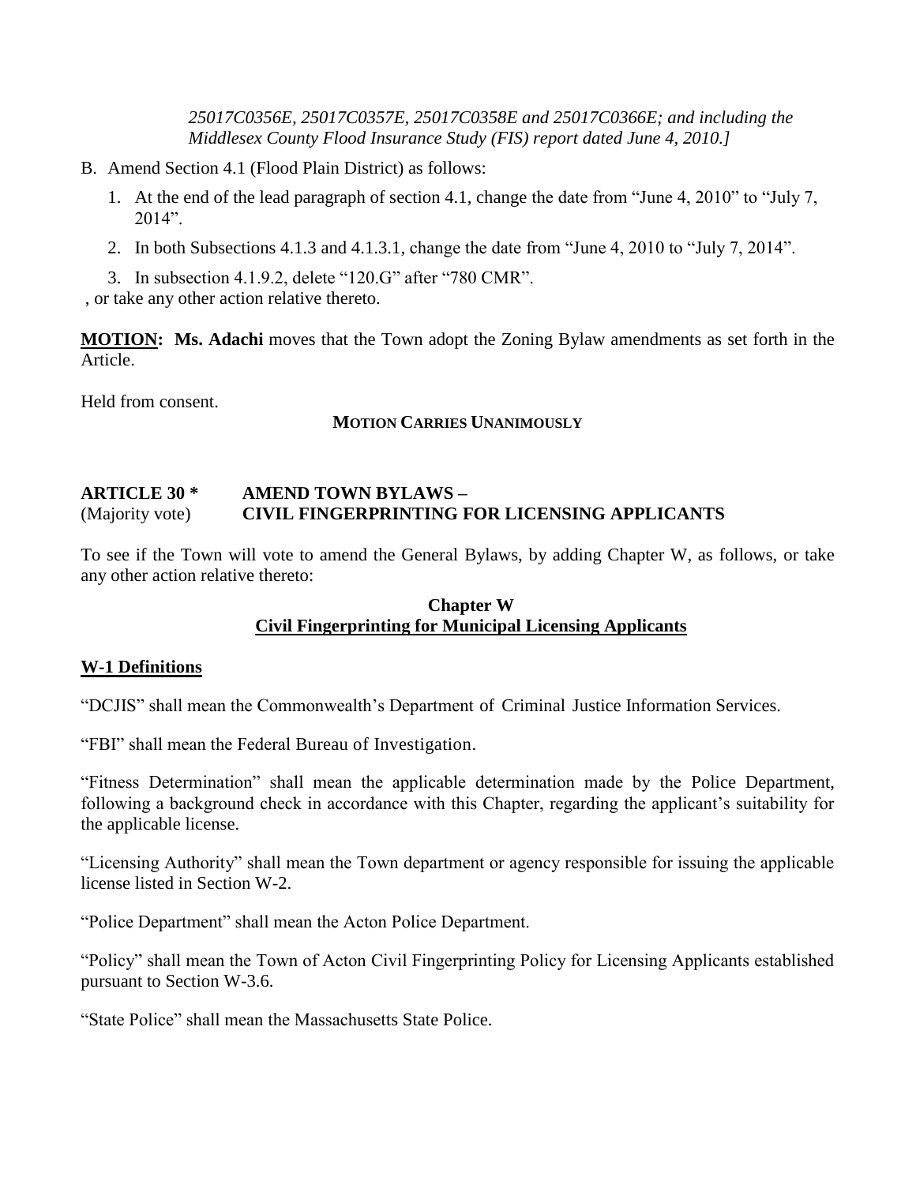*25017C0356E, 25017C0357E, 25017C0358E and 25017C0366E; and including the Middlesex County Flood Insurance Study (FIS) report dated June 4, 2010.]*

B. Amend Section 4.1 (Flood Plain District) as follows:

   1. At the end of the lead paragraph of section 4.1, change the date from "June 4, 2010" to "July 7, 2014".

   2. In both Subsections 4.1.3 and 4.1.3.1, change the date from "June 4, 2010 to "July 7, 2014".

   3. In subsection 4.1.9.2, delete "120.G" after "780 CMR".

, or take any other action relative thereto.

**MOTION: Ms. Adachi** moves that the Town adopt the Zoning Bylaw amendments as set forth in the Article.

Held from consent.

**MOTION CARRIES UNANIMOUSLY**

**ARTICLE 30 \*** **AMEND TOWN BYLAWS –**
(Majority vote) **CIVIL FINGERPRINTING FOR LICENSING APPLICANTS**

To see if the Town will vote to amend the General Bylaws, by adding Chapter W, as follows, or take any other action relative thereto:

**Chapter W**
**Civil Fingerprinting for Municipal Licensing Applicants**

**W-1 Definitions**

"DCJIS" shall mean the Commonwealth's Department of Criminal Justice Information Services.

"FBI" shall mean the Federal Bureau of Investigation.

"Fitness Determination" shall mean the applicable determination made by the Police Department, following a background check in accordance with this Chapter, regarding the applicant's suitability for the applicable license.

"Licensing Authority" shall mean the Town department or agency responsible for issuing the applicable license listed in Section W-2.

"Police Department" shall mean the Acton Police Department.

"Policy" shall mean the Town of Acton Civil Fingerprinting Policy for Licensing Applicants established pursuant to Section W-3.6.

"State Police" shall mean the Massachusetts State Police.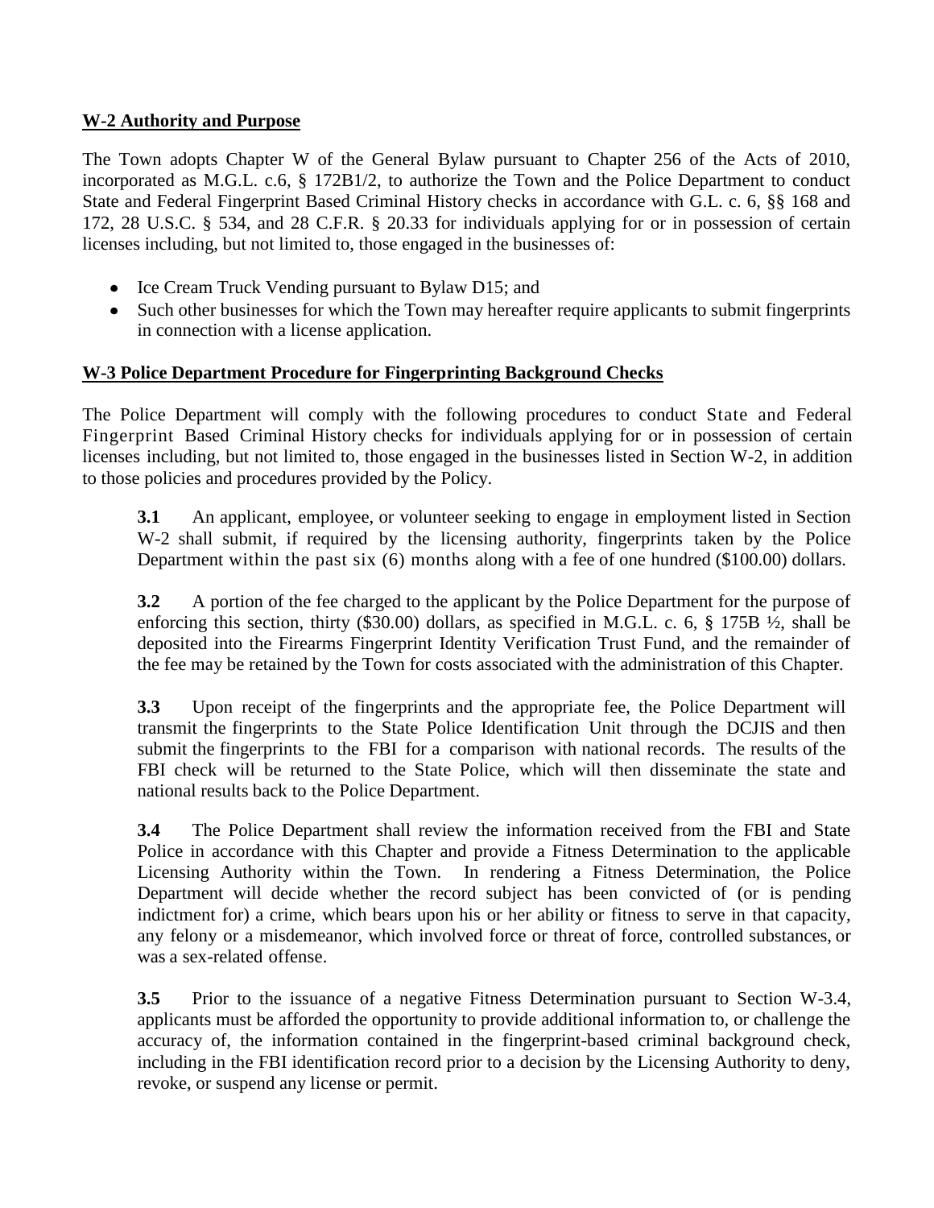**W-2 Authority and Purpose**

The Town adopts Chapter W of the General Bylaw pursuant to Chapter 256 of the Acts of 2010, incorporated as M.G.L. c.6, § 172B1/2, to authorize the Town and the Police Department to conduct State and Federal Fingerprint Based Criminal History checks in accordance with G.L. c. 6, §§ 168 and 172, 28 U.S.C. § 534, and 28 C.F.R. § 20.33 for individuals applying for or in possession of certain licenses including, but not limited to, those engaged in the businesses of:

- Ice Cream Truck Vending pursuant to Bylaw D15; and
- Such other businesses for which the Town may hereafter require applicants to submit fingerprints in connection with a license application.

**W-3 Police Department Procedure for Fingerprinting Background Checks**

The Police Department will comply with the following procedures to conduct State and Federal Fingerprint Based Criminal History checks for individuals applying for or in possession of certain licenses including, but not limited to, those engaged in the businesses listed in Section W-2, in addition to those policies and procedures provided by the Policy.

**3.1** An applicant, employee, or volunteer seeking to engage in employment listed in Section W-2 shall submit, if required by the licensing authority, fingerprints taken by the Police Department within the past six (6) months along with a fee of one hundred ($100.00) dollars.

**3.2** A portion of the fee charged to the applicant by the Police Department for the purpose of enforcing this section, thirty ($30.00) dollars, as specified in M.G.L. c. 6, § 175B ½, shall be deposited into the Firearms Fingerprint Identity Verification Trust Fund, and the remainder of the fee may be retained by the Town for costs associated with the administration of this Chapter.

**3.3** Upon receipt of the fingerprints and the appropriate fee, the Police Department will transmit the fingerprints to the State Police Identification Unit through the DCJIS and then submit the fingerprints to the FBI for a comparison with national records. The results of the FBI check will be returned to the State Police, which will then disseminate the state and national results back to the Police Department.

**3.4** The Police Department shall review the information received from the FBI and State Police in accordance with this Chapter and provide a Fitness Determination to the applicable Licensing Authority within the Town. In rendering a Fitness Determination, the Police Department will decide whether the record subject has been convicted of (or is pending indictment for) a crime, which bears upon his or her ability or fitness to serve in that capacity, any felony or a misdemeanor, which involved force or threat of force, controlled substances, or was a sex-related offense.

**3.5** Prior to the issuance of a negative Fitness Determination pursuant to Section W-3.4, applicants must be afforded the opportunity to provide additional information to, or challenge the accuracy of, the information contained in the fingerprint-based criminal background check, including in the FBI identification record prior to a decision by the Licensing Authority to deny, revoke, or suspend any license or permit.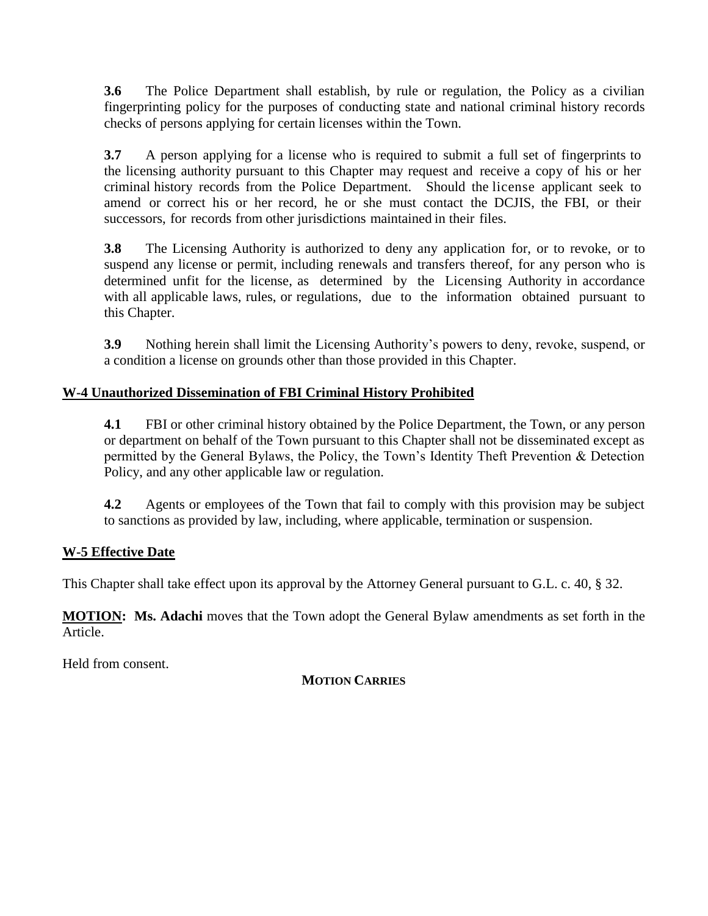**3.6** The Police Department shall establish, by rule or regulation, the Policy as a civilian fingerprinting policy for the purposes of conducting state and national criminal history records checks of persons applying for certain licenses within the Town.

**3.7** A person applying for a license who is required to submit a full set of fingerprints to the licensing authority pursuant to this Chapter may request and receive a copy of his or her criminal history records from the Police Department. Should the license applicant seek to amend or correct his or her record, he or she must contact the DCJIS, the FBI, or their successors, for records from other jurisdictions maintained in their files.

**3.8** The Licensing Authority is authorized to deny any application for, or to revoke, or to suspend any license or permit, including renewals and transfers thereof, for any person who is determined unfit for the license, as determined by the Licensing Authority in accordance with all applicable laws, rules, or regulations, due to the information obtained pursuant to this Chapter.

**3.9** Nothing herein shall limit the Licensing Authority's powers to deny, revoke, suspend, or a condition a license on grounds other than those provided in this Chapter.

**W-4 Unauthorized Dissemination of FBI Criminal History Prohibited**

**4.1** FBI or other criminal history obtained by the Police Department, the Town, or any person or department on behalf of the Town pursuant to this Chapter shall not be disseminated except as permitted by the General Bylaws, the Policy, the Town's Identity Theft Prevention & Detection Policy, and any other applicable law or regulation.

**4.2** Agents or employees of the Town that fail to comply with this provision may be subject to sanctions as provided by law, including, where applicable, termination or suspension.

**W-5 Effective Date**

This Chapter shall take effect upon its approval by the Attorney General pursuant to G.L. c. 40, § 32.

**MOTION: Ms. Adachi** moves that the Town adopt the General Bylaw amendments as set forth in the Article.

Held from consent.

**MOTION CARRIES**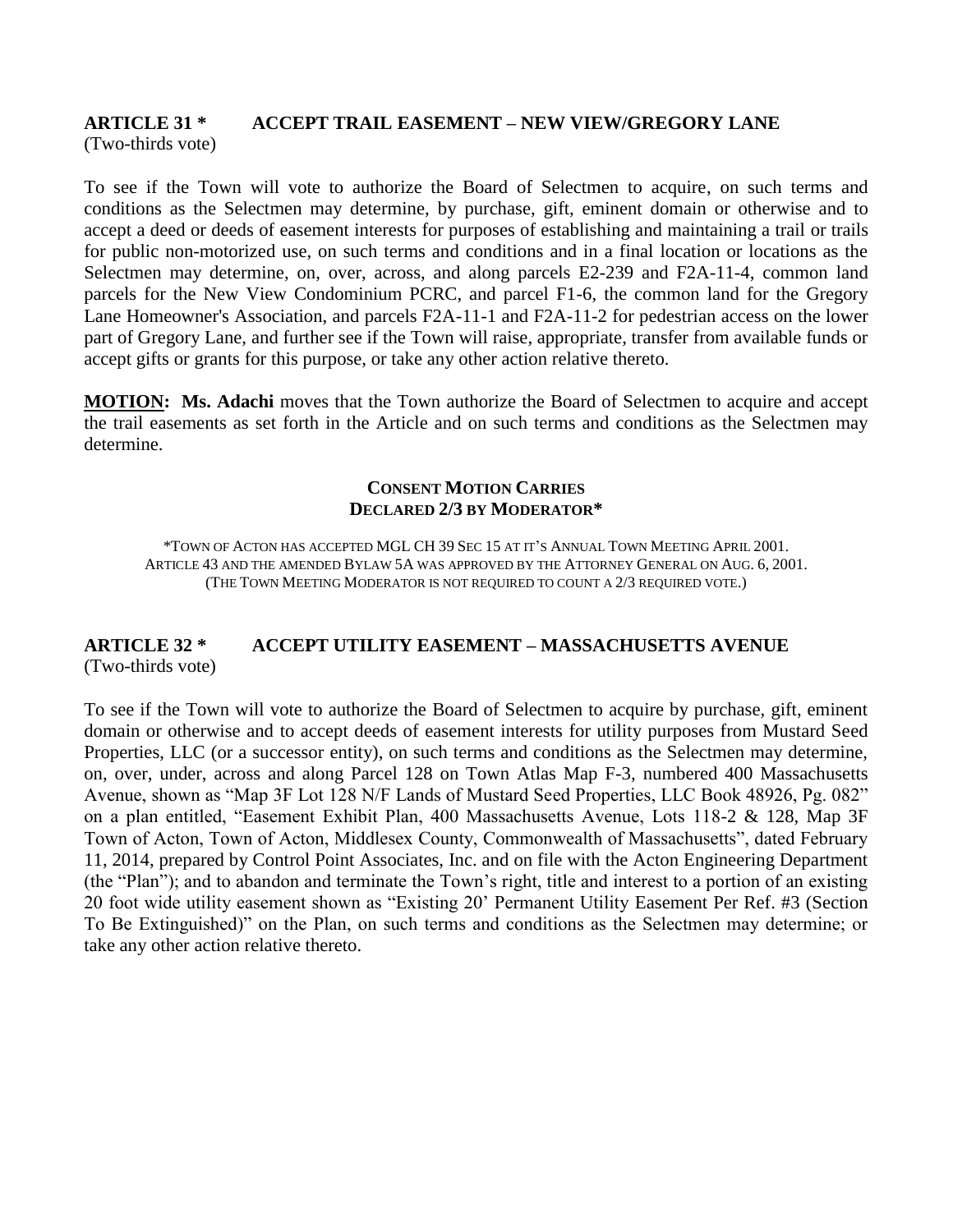## ARTICLE 31 * ACCEPT TRAIL EASEMENT – NEW VIEW/GREGORY LANE

(Two-thirds vote)

To see if the Town will vote to authorize the Board of Selectmen to acquire, on such terms and conditions as the Selectmen may determine, by purchase, gift, eminent domain or otherwise and to accept a deed or deeds of easement interests for purposes of establishing and maintaining a trail or trails for public non-motorized use, on such terms and conditions and in a final location or locations as the Selectmen may determine, on, over, across, and along parcels E2-239 and F2A-11-4, common land parcels for the New View Condominium PCRC, and parcel F1-6, the common land for the Gregory Lane Homeowner's Association, and parcels F2A-11-1 and F2A-11-2 for pedestrian access on the lower part of Gregory Lane, and further see if the Town will raise, appropriate, transfer from available funds or accept gifts or grants for this purpose, or take any other action relative thereto.

**MOTION:** **Ms. Adachi** moves that the Town authorize the Board of Selectmen to acquire and accept the trail easements as set forth in the Article and on such terms and conditions as the Selectmen may determine.

**CONSENT MOTION CARRIES**
**DECLARED 2/3 BY MODERATOR***

*TOWN OF ACTON HAS ACCEPTED MGL CH 39 SEC 15 AT IT'S ANNUAL TOWN MEETING APRIL 2001.
ARTICLE 43 AND THE AMENDED BYLAW 5A WAS APPROVED BY THE ATTORNEY GENERAL ON AUG. 6, 2001.
(THE TOWN MEETING MODERATOR IS NOT REQUIRED TO COUNT A 2/3 REQUIRED VOTE.)

## ARTICLE 32 * ACCEPT UTILITY EASEMENT – MASSACHUSETTS AVENUE

(Two-thirds vote)

To see if the Town will vote to authorize the Board of Selectmen to acquire by purchase, gift, eminent domain or otherwise and to accept deeds of easement interests for utility purposes from Mustard Seed Properties, LLC (or a successor entity), on such terms and conditions as the Selectmen may determine, on, over, under, across and along Parcel 128 on Town Atlas Map F-3, numbered 400 Massachusetts Avenue, shown as "Map 3F Lot 128 N/F Lands of Mustard Seed Properties, LLC Book 48926, Pg. 082" on a plan entitled, "Easement Exhibit Plan, 400 Massachusetts Avenue, Lots 118-2 & 128, Map 3F Town of Acton, Town of Acton, Middlesex County, Commonwealth of Massachusetts", dated February 11, 2014, prepared by Control Point Associates, Inc. and on file with the Acton Engineering Department (the "Plan"); and to abandon and terminate the Town's right, title and interest to a portion of an existing 20 foot wide utility easement shown as "Existing 20' Permanent Utility Easement Per Ref. #3 (Section To Be Extinguished)" on the Plan, on such terms and conditions as the Selectmen may determine; or take any other action relative thereto.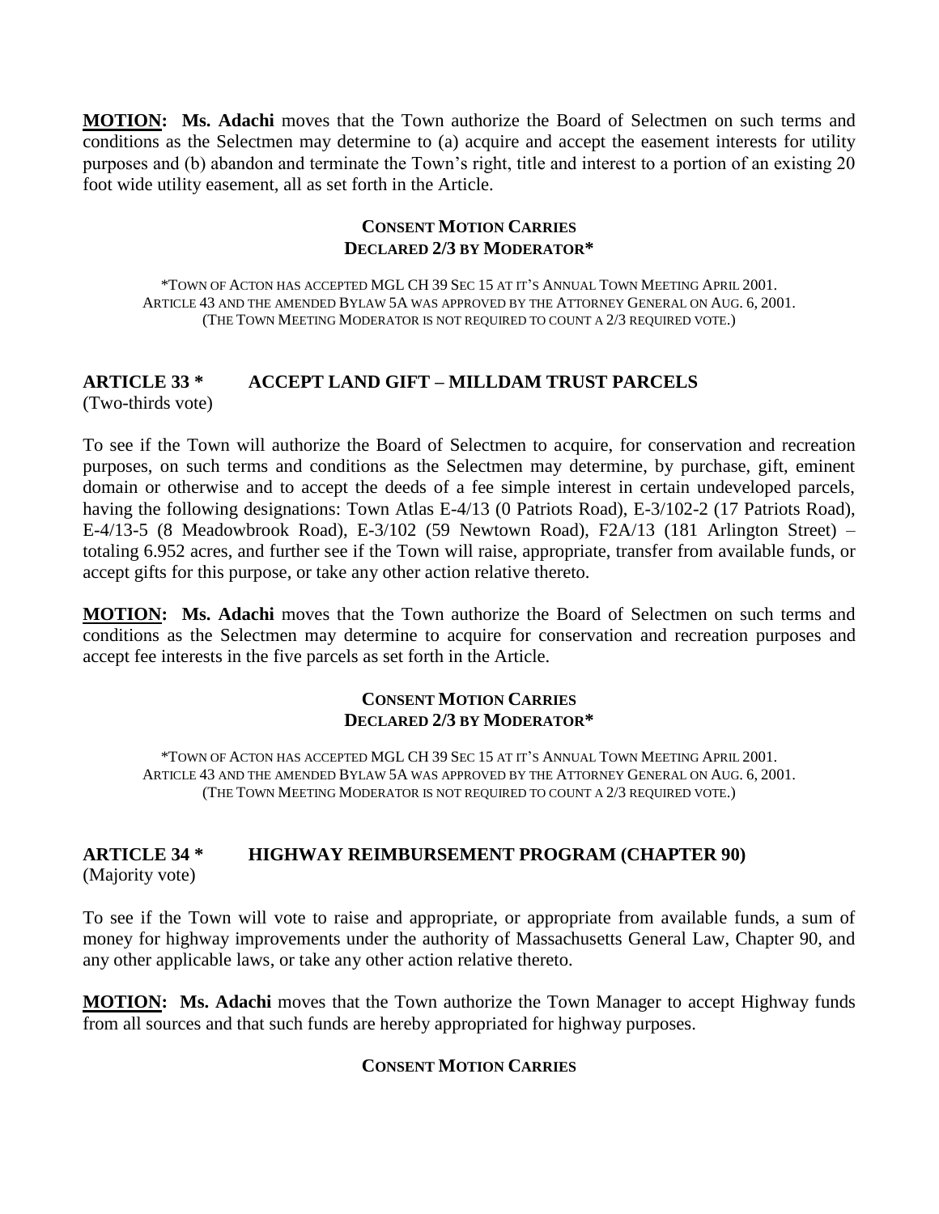**MOTION:** **Ms. Adachi** moves that the Town authorize the Board of Selectmen on such terms and conditions as the Selectmen may determine to (a) acquire and accept the easement interests for utility purposes and (b) abandon and terminate the Town's right, title and interest to a portion of an existing 20 foot wide utility easement, all as set forth in the Article.

**CONSENT MOTION CARRIES**
**DECLARED 2/3 BY MODERATOR***

*TOWN OF ACTON HAS ACCEPTED MGL CH 39 SEC 15 AT IT'S ANNUAL TOWN MEETING APRIL 2001. ARTICLE 43 AND THE AMENDED BYLAW 5A WAS APPROVED BY THE ATTORNEY GENERAL ON AUG. 6, 2001. (THE TOWN MEETING MODERATOR IS NOT REQUIRED TO COUNT A 2/3 REQUIRED VOTE.)

## ARTICLE 33 * ACCEPT LAND GIFT – MILLDAM TRUST PARCELS

(Two-thirds vote)

To see if the Town will authorize the Board of Selectmen to acquire, for conservation and recreation purposes, on such terms and conditions as the Selectmen may determine, by purchase, gift, eminent domain or otherwise and to accept the deeds of a fee simple interest in certain undeveloped parcels, having the following designations: Town Atlas E-4/13 (0 Patriots Road), E-3/102-2 (17 Patriots Road), E-4/13-5 (8 Meadowbrook Road), E-3/102 (59 Newtown Road), F2A/13 (181 Arlington Street) – totaling 6.952 acres, and further see if the Town will raise, appropriate, transfer from available funds, or accept gifts for this purpose, or take any other action relative thereto.

**MOTION:** **Ms. Adachi** moves that the Town authorize the Board of Selectmen on such terms and conditions as the Selectmen may determine to acquire for conservation and recreation purposes and accept fee interests in the five parcels as set forth in the Article.

**CONSENT MOTION CARRIES**
**DECLARED 2/3 BY MODERATOR***

*TOWN OF ACTON HAS ACCEPTED MGL CH 39 SEC 15 AT IT'S ANNUAL TOWN MEETING APRIL 2001. ARTICLE 43 AND THE AMENDED BYLAW 5A WAS APPROVED BY THE ATTORNEY GENERAL ON AUG. 6, 2001. (THE TOWN MEETING MODERATOR IS NOT REQUIRED TO COUNT A 2/3 REQUIRED VOTE.)

## ARTICLE 34 * HIGHWAY REIMBURSEMENT PROGRAM (CHAPTER 90)

(Majority vote)

To see if the Town will vote to raise and appropriate, or appropriate from available funds, a sum of money for highway improvements under the authority of Massachusetts General Law, Chapter 90, and any other applicable laws, or take any other action relative thereto.

**MOTION:** **Ms. Adachi** moves that the Town authorize the Town Manager to accept Highway funds from all sources and that such funds are hereby appropriated for highway purposes.

**CONSENT MOTION CARRIES**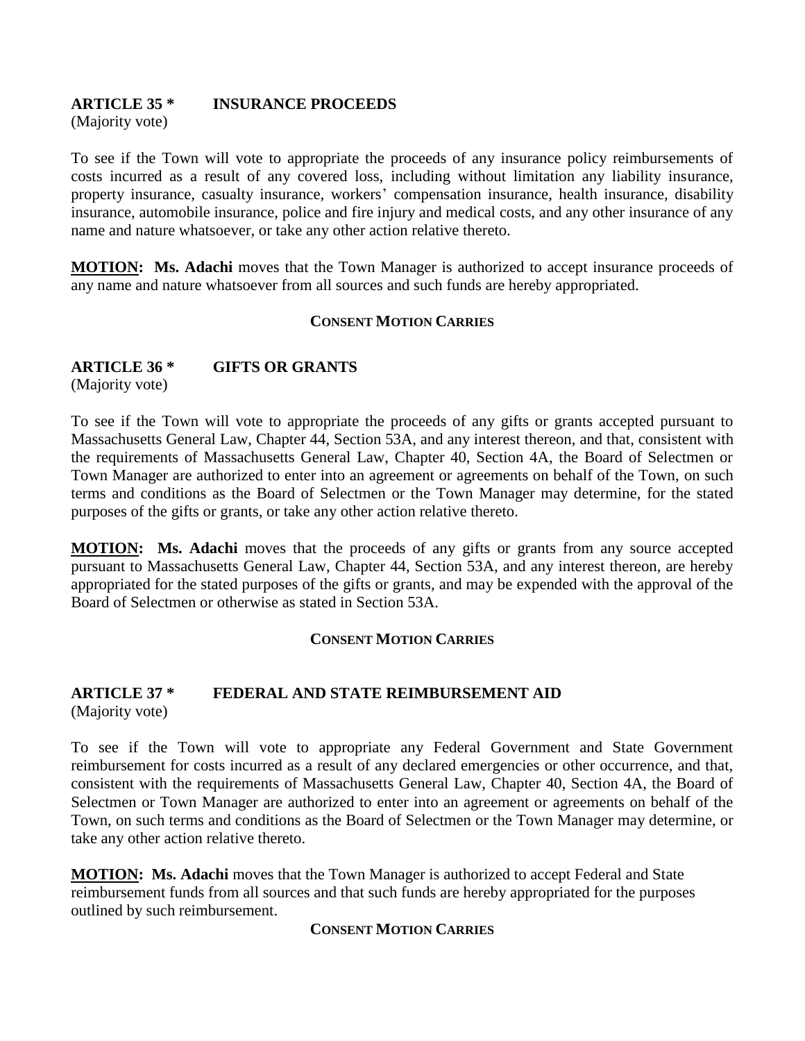## ARTICLE 35 * INSURANCE PROCEEDS

(Majority vote)

To see if the Town will vote to appropriate the proceeds of any insurance policy reimbursements of costs incurred as a result of any covered loss, including without limitation any liability insurance, property insurance, casualty insurance, workers' compensation insurance, health insurance, disability insurance, automobile insurance, police and fire injury and medical costs, and any other insurance of any name and nature whatsoever, or take any other action relative thereto.

**MOTION: Ms. Adachi** moves that the Town Manager is authorized to accept insurance proceeds of any name and nature whatsoever from all sources and such funds are hereby appropriated.

**CONSENT MOTION CARRIES**

## ARTICLE 36 * GIFTS OR GRANTS

(Majority vote)

To see if the Town will vote to appropriate the proceeds of any gifts or grants accepted pursuant to Massachusetts General Law, Chapter 44, Section 53A, and any interest thereon, and that, consistent with the requirements of Massachusetts General Law, Chapter 40, Section 4A, the Board of Selectmen or Town Manager are authorized to enter into an agreement or agreements on behalf of the Town, on such terms and conditions as the Board of Selectmen or the Town Manager may determine, for the stated purposes of the gifts or grants, or take any other action relative thereto.

**MOTION: Ms. Adachi** moves that the proceeds of any gifts or grants from any source accepted pursuant to Massachusetts General Law, Chapter 44, Section 53A, and any interest thereon, are hereby appropriated for the stated purposes of the gifts or grants, and may be expended with the approval of the Board of Selectmen or otherwise as stated in Section 53A.

**CONSENT MOTION CARRIES**

## ARTICLE 37 * FEDERAL AND STATE REIMBURSEMENT AID

(Majority vote)

To see if the Town will vote to appropriate any Federal Government and State Government reimbursement for costs incurred as a result of any declared emergencies or other occurrence, and that, consistent with the requirements of Massachusetts General Law, Chapter 40, Section 4A, the Board of Selectmen or Town Manager are authorized to enter into an agreement or agreements on behalf of the Town, on such terms and conditions as the Board of Selectmen or the Town Manager may determine, or take any other action relative thereto.

**MOTION: Ms. Adachi** moves that the Town Manager is authorized to accept Federal and State reimbursement funds from all sources and that such funds are hereby appropriated for the purposes outlined by such reimbursement.

**CONSENT MOTION CARRIES**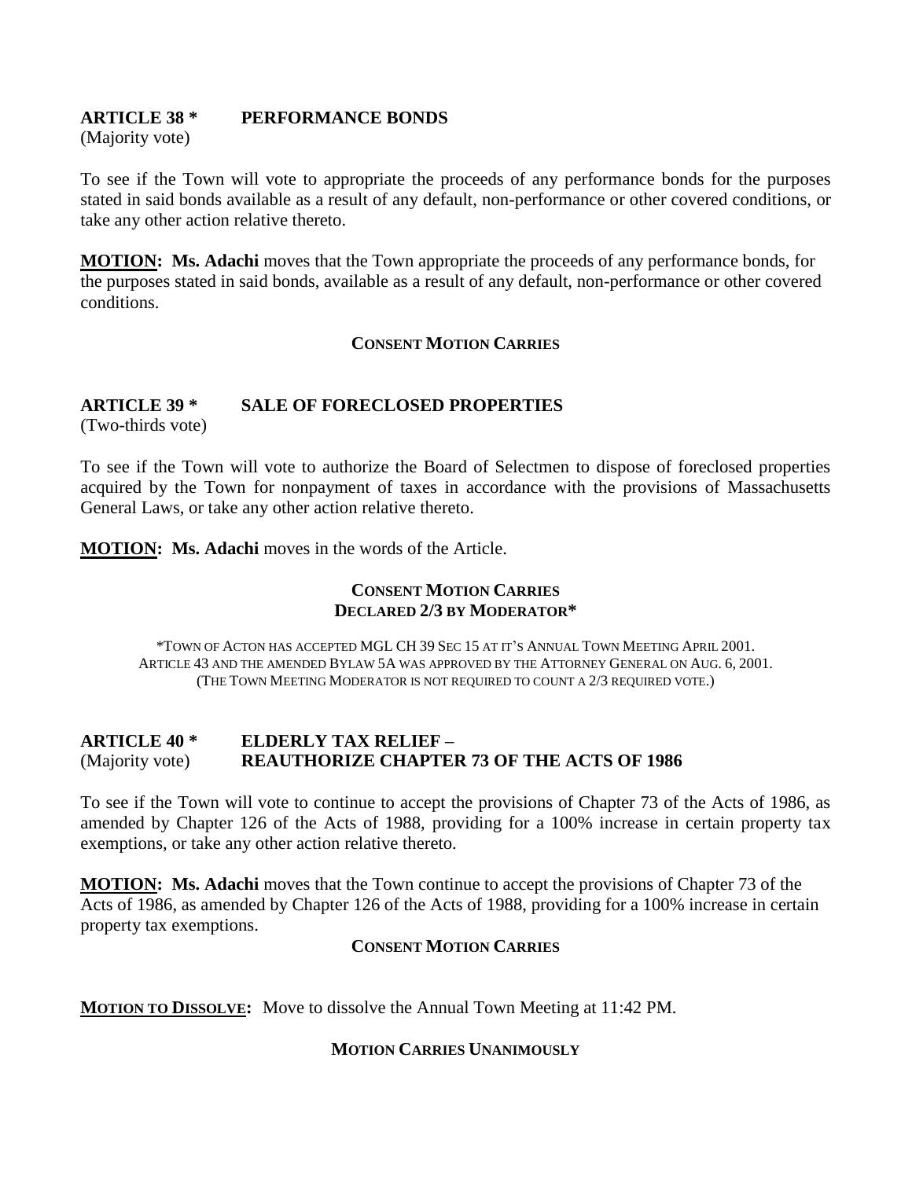**ARTICLE 38 * PERFORMANCE BONDS**
(Majority vote)

To see if the Town will vote to appropriate the proceeds of any performance bonds for the purposes stated in said bonds available as a result of any default, non-performance or other covered conditions, or take any other action relative thereto.

**MOTION: Ms. Adachi** moves that the Town appropriate the proceeds of any performance bonds, for the purposes stated in said bonds, available as a result of any default, non-performance or other covered conditions.

**CONSENT MOTION CARRIES**

**ARTICLE 39 * SALE OF FORECLOSED PROPERTIES**
(Two-thirds vote)

To see if the Town will vote to authorize the Board of Selectmen to dispose of foreclosed properties acquired by the Town for nonpayment of taxes in accordance with the provisions of Massachusetts General Laws, or take any other action relative thereto.

**MOTION: Ms. Adachi** moves in the words of the Article.

**CONSENT MOTION CARRIES**
**DECLARED 2/3 BY MODERATOR***

*TOWN OF ACTON HAS ACCEPTED MGL CH 39 SEC 15 AT IT'S ANNUAL TOWN MEETING APRIL 2001.
ARTICLE 43 AND THE AMENDED BYLAW 5A WAS APPROVED BY THE ATTORNEY GENERAL ON AUG. 6, 2001.
(THE TOWN MEETING MODERATOR IS NOT REQUIRED TO COUNT A 2/3 REQUIRED VOTE.)

**ARTICLE 40 * ELDERLY TAX RELIEF –**
(Majority vote) **REAUTHORIZE CHAPTER 73 OF THE ACTS OF 1986**

To see if the Town will vote to continue to accept the provisions of Chapter 73 of the Acts of 1986, as amended by Chapter 126 of the Acts of 1988, providing for a 100% increase in certain property tax exemptions, or take any other action relative thereto.

**MOTION: Ms. Adachi** moves that the Town continue to accept the provisions of Chapter 73 of the Acts of 1986, as amended by Chapter 126 of the Acts of 1988, providing for a 100% increase in certain property tax exemptions.

**CONSENT MOTION CARRIES**

**MOTION TO DISSOLVE:** Move to dissolve the Annual Town Meeting at 11:42 PM.

**MOTION CARRIES UNANIMOUSLY**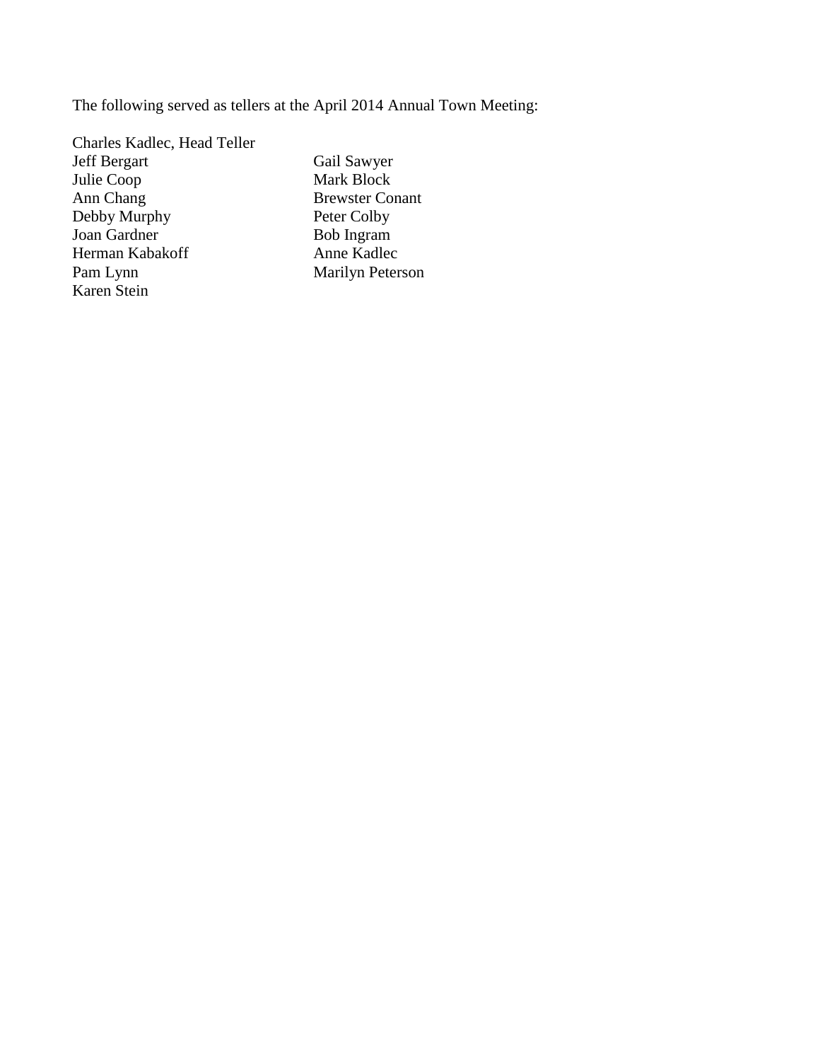The following served as tellers at the April 2014 Annual Town Meeting:

Charles Kadlec, Head Teller

| | |
|---|---|
| Jeff Bergart | Gail Sawyer |
| Julie Coop | Mark Block |
| Ann Chang | Brewster Conant |
| Debby Murphy | Peter Colby |
| Joan Gardner | Bob Ingram |
| Herman Kabakoff | Anne Kadlec |
| Pam Lynn | Marilyn Peterson |
| Karen Stein | |